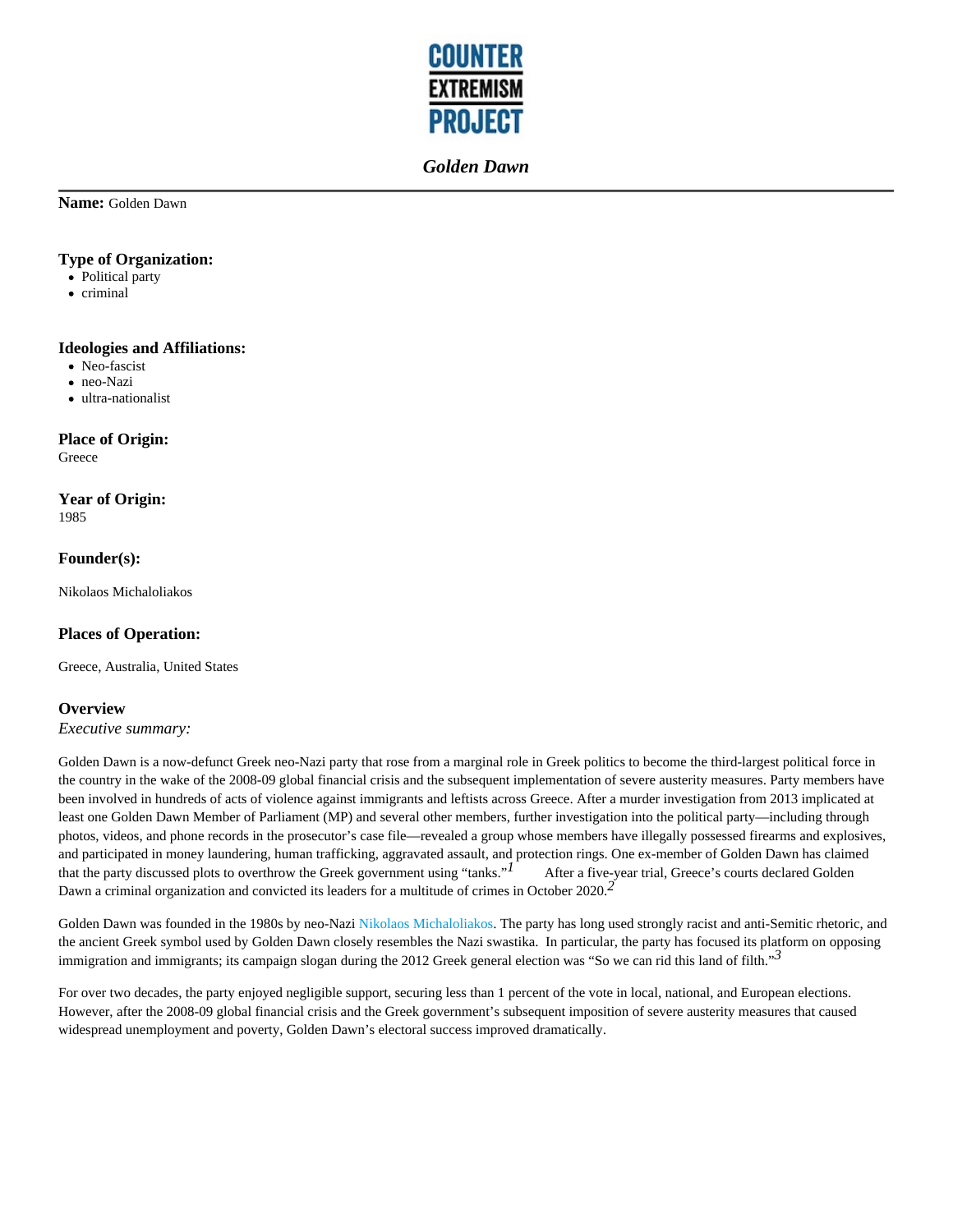# Golden Dawn

**Name:** Golden Dawn

### Type of Organization:

- Political party
- criminal

### Ideologies and Affiliations:

- Neo-fascist
- neo-Nazi
- ultra-nationalist

### Place of Origin:

Greece

### Year of Origin:

1985

### Founder(s):

Nikolaos Michaloliakos

### Places of Operation:

Greece, Australia, United States

### Overview

*Executive summary:*

Golden Dawn is a now-defunct Greek neo-Nazi party that rose from a marginal role in Greek politics to become the third-largest political force in the country in the wake of the 2008-09 global financial crisis and the subsequent implementation of severe austerity measures. Party members have been involved in hundreds of acts of violence against immigrants and leftists across Greece. After a murder investigation from 2013 implicated at least one Golden Dawn Member of Parliament (MP) and several other members, further investigation into the political party—including through photos, videos, and phone records in the prosecutor's case file—revealed a group whose members have illegally possessed firearms and explosives, and participated in money laundering, human trafficking, aggravated assault, and protection rings. One ex-member of Golden Dawn has claimed that the party discussed plots to overthrow the Greek government using "tanks."[1] After a five-year trial, Greece's courts declared Golden Dawn a criminal organization and convicted its leaders for a multitude of crimes in October 2020.[2]

Golden Dawn was founded in the 1980s by neo-Nazi Nikolaos Michaloliakos. The party has long used strongly racist and anti-Semitic rhetoric, and the ancient Greek symbol used by Golden Dawn closely resembles the Nazi swastika. In particular, the party has focused its platform on opposing immigration and immigrants; its campaign slogan during the 2012 Greek general election was "So we can rid this land of filth."[3]

For over two decades, the party enjoyed negligible support, securing less than 1 percent of the vote in local, national, and European elections. However, after the 2008-09 global financial crisis and the Greek government's subsequent imposition of severe austerity measures that caused widespread unemployment and poverty, Golden Dawn's electoral success improved dramatically.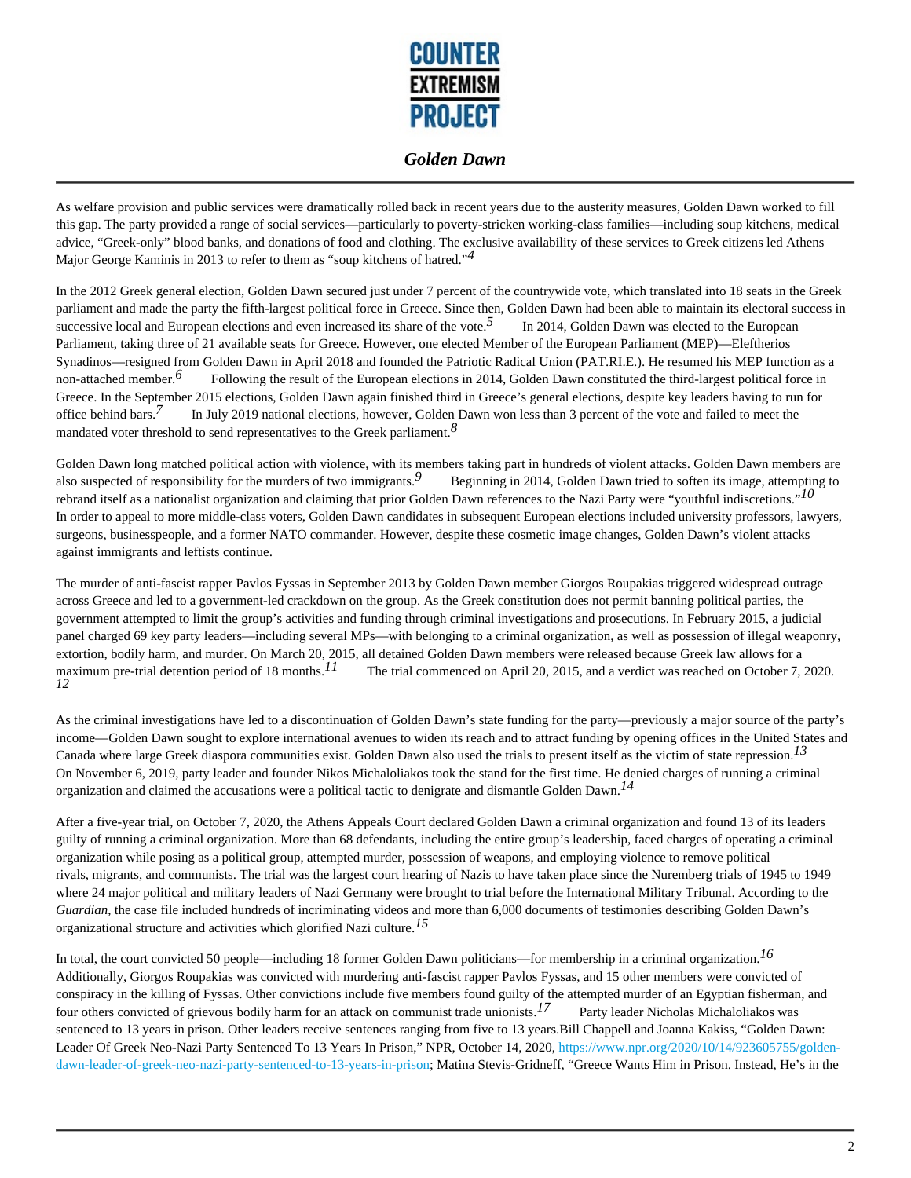As welfare provision and public services were dramatically rolled back in recent years due to the austerity measures, Golden Dawn worked to fill this gap. The party provided a range of social services—particularly to poverty-stricken working-class families—including soup kitchens, medical advice, "Greek-only" blood banks, and donations of food and clothing. The exclusive availability of these services to Greek citizens led Athens Major George Kaminis in 2013 to refer to them as "soup kitchens of hatred."[4]

In the 2012 Greek general election, Golden Dawn secured just under 7 percent of the countrywide vote, which translated into 18 seats in the Greek parliament and made the party the fifth-largest political force in Greece. Since then, Golden Dawn had been able to maintain its electoral success in successive local and European elections and even increased its share of the vote.[5] In 2014, Golden Dawn was elected to the European Parliament, taking three of 21 available seats for Greece. However, one elected Member of the European Parliament (MEP)—Eleftherios Synadinos—resigned from Golden Dawn in April 2018 and founded the Patriotic Radical Union (PAT.RI.E.). He resumed his MEP function as a non-attached member.[6] Following the result of the European elections in 2014, Golden Dawn constituted the third-largest political force in Greece. In the September 2015 elections, Golden Dawn again finished third in Greece's general elections, despite key leaders having to run for office behind bars.[7] In July 2019 national elections, however, Golden Dawn won less than 3 percent of the vote and failed to meet the mandated voter threshold to send representatives to the Greek parliament.[8]

Golden Dawn long matched political action with violence, with its members taking part in hundreds of violent attacks. Golden Dawn members are also suspected of responsibility for the murders of two immigrants.[9] Beginning in 2014, Golden Dawn tried to soften its image, attempting to rebrand itself as a nationalist organization and claiming that prior Golden Dawn references to the Nazi Party were "youthful indiscretions."[10] In order to appeal to more middle-class voters, Golden Dawn candidates in subsequent European elections included university professors, lawyers, surgeons, businesspeople, and a former NATO commander. However, despite these cosmetic image changes, Golden Dawn's violent attacks against immigrants and leftists continue.

The murder of anti-fascist rapper Pavlos Fyssas in September 2013 by Golden Dawn member Giorgos Roupakias triggered widespread outrage across Greece and led to a government-led crackdown on the group. As the Greek constitution does not permit banning political parties, the government attempted to limit the group's activities and funding through criminal investigations and prosecutions. In February 2015, a judicial panel charged 69 key party leaders—including several MPs—with belonging to a criminal organization, as well as possession of illegal weaponry, extortion, bodily harm, and murder. On March 20, 2015, all detained Golden Dawn members were released because Greek law allows for a maximum pre-trial detention period of 18 months.[11] The trial commenced on April 20, 2015, and a verdict was reached on October 7, 2020.[12]

As the criminal investigations have led to a discontinuation of Golden Dawn's state funding for the party—previously a major source of the party's income—Golden Dawn sought to explore international avenues to widen its reach and to attract funding by opening offices in the United States and Canada where large Greek diaspora communities exist. Golden Dawn also used the trials to present itself as the victim of state repression.[13] On November 6, 2019, party leader and founder Nikos Michaloliakos took the stand for the first time. He denied charges of running a criminal organization and claimed the accusations were a political tactic to denigrate and dismantle Golden Dawn.[14]

After a five-year trial, on October 7, 2020, the Athens Appeals Court declared Golden Dawn a criminal organization and found 13 of its leaders guilty of running a criminal organization. More than 68 defendants, including the entire group's leadership, faced charges of operating a criminal organization while posing as a political group, attempted murder, possession of weapons, and employing violence to remove political rivals, migrants, and communists. The trial was the largest court hearing of Nazis to have taken place since the Nuremberg trials of 1945 to 1949 where 24 major political and military leaders of Nazi Germany were brought to trial before the International Military Tribunal. According to the *Guardian*, the case file included hundreds of incriminating videos and more than 6,000 documents of testimonies describing Golden Dawn's organizational structure and activities which glorified Nazi culture.[15]

In total, the court convicted 50 people—including 18 former Golden Dawn politicians—for membership in a criminal organization.[16] Additionally, Giorgos Roupakias was convicted with murdering anti-fascist rapper Pavlos Fyssas, and 15 other members were convicted of conspiracy in the killing of Fyssas. Other convictions include five members found guilty of the attempted murder of an Egyptian fisherman, and four others convicted of grievous bodily harm for an attack on communist trade unionists.[17] Party leader Nicholas Michaloliakos was sentenced to 13 years in prison. Other leaders receive sentences ranging from five to 13 years.Bill Chappell and Joanna Kakiss, "Golden Dawn: Leader Of Greek Neo-Nazi Party Sentenced To 13 Years In Prison," NPR, October 14, 2020, https://www.npr.org/2020/10/14/923605755/golden-dawn-leader-of-greek-neo-nazi-party-sentenced-to-13-years-in-prison; Matina Stevis-Gridneff, "Greece Wants Him in Prison. Instead, He's in the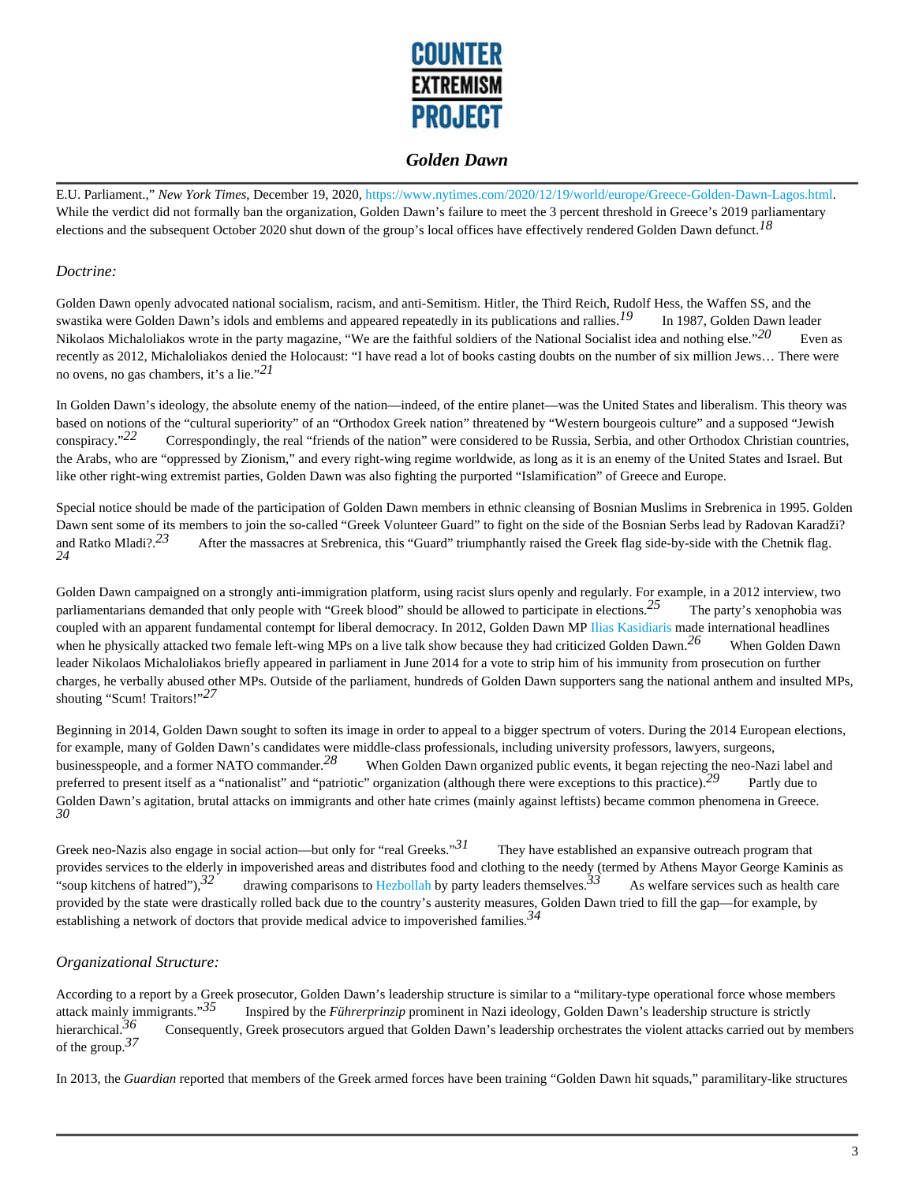E.U. Parliament.," *New York Times*, December 19, 2020, https://www.nytimes.com/2020/12/19/world/europe/Greece-Golden-Dawn-Lagos.html. While the verdict did not formally ban the organization, Golden Dawn's failure to meet the 3 percent threshold in Greece's 2019 parliamentary elections and the subsequent October 2020 shut down of the group's local offices have effectively rendered Golden Dawn defunct.[18]

## *Doctrine:*

Golden Dawn openly advocated national socialism, racism, and anti-Semitism. Hitler, the Third Reich, Rudolf Hess, the Waffen SS, and the swastika were Golden Dawn's idols and emblems and appeared repeatedly in its publications and rallies.[19] In 1987, Golden Dawn leader Nikolaos Michaloliakos wrote in the party magazine, "We are the faithful soldiers of the National Socialist idea and nothing else."[20] Even as recently as 2012, Michaloliakos denied the Holocaust: "I have read a lot of books casting doubts on the number of six million Jews… There were no ovens, no gas chambers, it's a lie."[21]

In Golden Dawn's ideology, the absolute enemy of the nation—indeed, of the entire planet—was the United States and liberalism. This theory was based on notions of the "cultural superiority" of an "Orthodox Greek nation" threatened by "Western bourgeois culture" and a supposed "Jewish conspiracy."[22] Correspondingly, the real "friends of the nation" were considered to be Russia, Serbia, and other Orthodox Christian countries, the Arabs, who are "oppressed by Zionism," and every right-wing regime worldwide, as long as it is an enemy of the United States and Israel. But like other right-wing extremist parties, Golden Dawn was also fighting the purported "Islamification" of Greece and Europe.

Special notice should be made of the participation of Golden Dawn members in ethnic cleansing of Bosnian Muslims in Srebrenica in 1995. Golden Dawn sent some of its members to join the so-called "Greek Volunteer Guard" to fight on the side of the Bosnian Serbs lead by Radovan Karadži? and Ratko Mladi?.[23] After the massacres at Srebrenica, this "Guard" triumphantly raised the Greek flag side-by-side with the Chetnik flag.[24]

Golden Dawn campaigned on a strongly anti-immigration platform, using racist slurs openly and regularly. For example, in a 2012 interview, two parliamentarians demanded that only people with "Greek blood" should be allowed to participate in elections.[25] The party's xenophobia was coupled with an apparent fundamental contempt for liberal democracy. In 2012, Golden Dawn MP Ilias Kasidiaris made international headlines when he physically attacked two female left-wing MPs on a live talk show because they had criticized Golden Dawn.[26] When Golden Dawn leader Nikolaos Michaloliakos briefly appeared in parliament in June 2014 for a vote to strip him of his immunity from prosecution on further charges, he verbally abused other MPs. Outside of the parliament, hundreds of Golden Dawn supporters sang the national anthem and insulted MPs, shouting "Scum! Traitors!"[27]

Beginning in 2014, Golden Dawn sought to soften its image in order to appeal to a bigger spectrum of voters. During the 2014 European elections, for example, many of Golden Dawn's candidates were middle-class professionals, including university professors, lawyers, surgeons, businesspeople, and a former NATO commander.[28] When Golden Dawn organized public events, it began rejecting the neo-Nazi label and preferred to present itself as a "nationalist" and "patriotic" organization (although there were exceptions to this practice).[29] Partly due to Golden Dawn's agitation, brutal attacks on immigrants and other hate crimes (mainly against leftists) became common phenomena in Greece.[30]

Greek neo-Nazis also engage in social action—but only for "real Greeks."[31] They have established an expansive outreach program that provides services to the elderly in impoverished areas and distributes food and clothing to the needy (termed by Athens Mayor George Kaminis as "soup kitchens of hatred"),[32] drawing comparisons to Hezbollah by party leaders themselves.[33] As welfare services such as health care provided by the state were drastically rolled back due to the country's austerity measures, Golden Dawn tried to fill the gap—for example, by establishing a network of doctors that provide medical advice to impoverished families.[34]

## *Organizational Structure:*

According to a report by a Greek prosecutor, Golden Dawn's leadership structure is similar to a "military-type operational force whose members attack mainly immigrants."[35] Inspired by the *Führerprinzip* prominent in Nazi ideology, Golden Dawn's leadership structure is strictly hierarchical.[36] Consequently, Greek prosecutors argued that Golden Dawn's leadership orchestrates the violent attacks carried out by members of the group.[37]

In 2013, the *Guardian* reported that members of the Greek armed forces have been training "Golden Dawn hit squads," paramilitary-like structures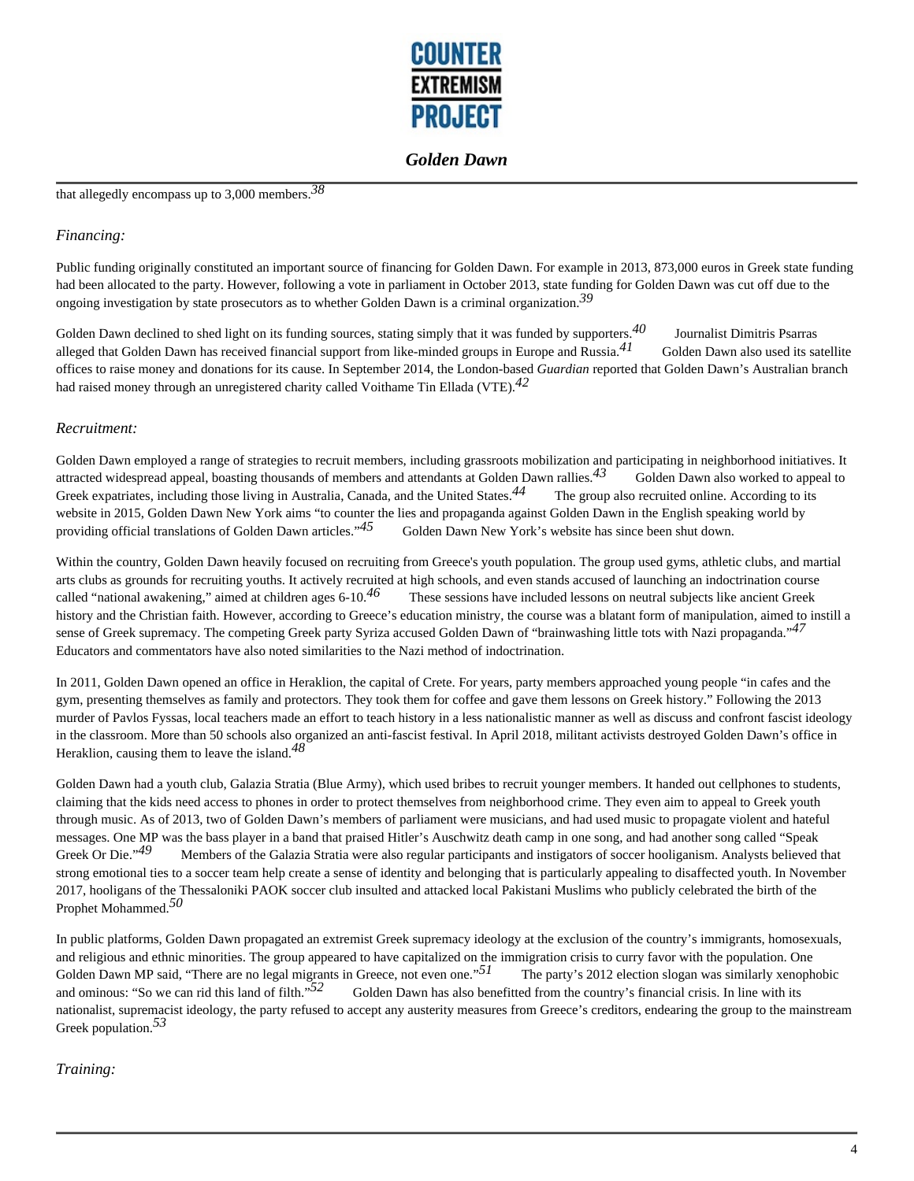that allegedly encompass up to 3,000 members.[38]

*Financing:*

Public funding originally constituted an important source of financing for Golden Dawn. For example in 2013, 873,000 euros in Greek state funding had been allocated to the party. However, following a vote in parliament in October 2013, state funding for Golden Dawn was cut off due to the ongoing investigation by state prosecutors as to whether Golden Dawn is a criminal organization.[39]

Golden Dawn declined to shed light on its funding sources, stating simply that it was funded by supporters.[40] Journalist Dimitris Psarras alleged that Golden Dawn has received financial support from like-minded groups in Europe and Russia.[41] Golden Dawn also used its satellite offices to raise money and donations for its cause. In September 2014, the London-based *Guardian* reported that Golden Dawn's Australian branch had raised money through an unregistered charity called Voithame Tin Ellada (VTE).[42]

*Recruitment:*

Golden Dawn employed a range of strategies to recruit members, including grassroots mobilization and participating in neighborhood initiatives. It attracted widespread appeal, boasting thousands of members and attendants at Golden Dawn rallies.[43] Golden Dawn also worked to appeal to Greek expatriates, including those living in Australia, Canada, and the United States.[44] The group also recruited online. According to its website in 2015, Golden Dawn New York aims "to counter the lies and propaganda against Golden Dawn in the English speaking world by providing official translations of Golden Dawn articles."[45] Golden Dawn New York's website has since been shut down.

Within the country, Golden Dawn heavily focused on recruiting from Greece's youth population. The group used gyms, athletic clubs, and martial arts clubs as grounds for recruiting youths. It actively recruited at high schools, and even stands accused of launching an indoctrination course called "national awakening," aimed at children ages 6-10.[46] These sessions have included lessons on neutral subjects like ancient Greek history and the Christian faith. However, according to Greece's education ministry, the course was a blatant form of manipulation, aimed to instill a sense of Greek supremacy. The competing Greek party Syriza accused Golden Dawn of "brainwashing little tots with Nazi propaganda."[47] Educators and commentators have also noted similarities to the Nazi method of indoctrination.

In 2011, Golden Dawn opened an office in Heraklion, the capital of Crete. For years, party members approached young people "in cafes and the gym, presenting themselves as family and protectors. They took them for coffee and gave them lessons on Greek history." Following the 2013 murder of Pavlos Fyssas, local teachers made an effort to teach history in a less nationalistic manner as well as discuss and confront fascist ideology in the classroom. More than 50 schools also organized an anti-fascist festival. In April 2018, militant activists destroyed Golden Dawn's office in Heraklion, causing them to leave the island.[48]

Golden Dawn had a youth club, Galazia Stratia (Blue Army), which used bribes to recruit younger members. It handed out cellphones to students, claiming that the kids need access to phones in order to protect themselves from neighborhood crime. They even aim to appeal to Greek youth through music. As of 2013, two of Golden Dawn's members of parliament were musicians, and had used music to propagate violent and hateful messages. One MP was the bass player in a band that praised Hitler's Auschwitz death camp in one song, and had another song called "Speak Greek Or Die."[49] Members of the Galazia Stratia were also regular participants and instigators of soccer hooliganism. Analysts believed that strong emotional ties to a soccer team help create a sense of identity and belonging that is particularly appealing to disaffected youth. In November 2017, hooligans of the Thessaloniki PAOK soccer club insulted and attacked local Pakistani Muslims who publicly celebrated the birth of the Prophet Mohammed.[50]

In public platforms, Golden Dawn propagated an extremist Greek supremacy ideology at the exclusion of the country's immigrants, homosexuals, and religious and ethnic minorities. The group appeared to have capitalized on the immigration crisis to curry favor with the population. One Golden Dawn MP said, "There are no legal migrants in Greece, not even one."[51] The party's 2012 election slogan was similarly xenophobic and ominous: "So we can rid this land of filth."[52] Golden Dawn has also benefitted from the country's financial crisis. In line with its nationalist, supremacist ideology, the party refused to accept any austerity measures from Greece's creditors, endearing the group to the mainstream Greek population.[53]

*Training:*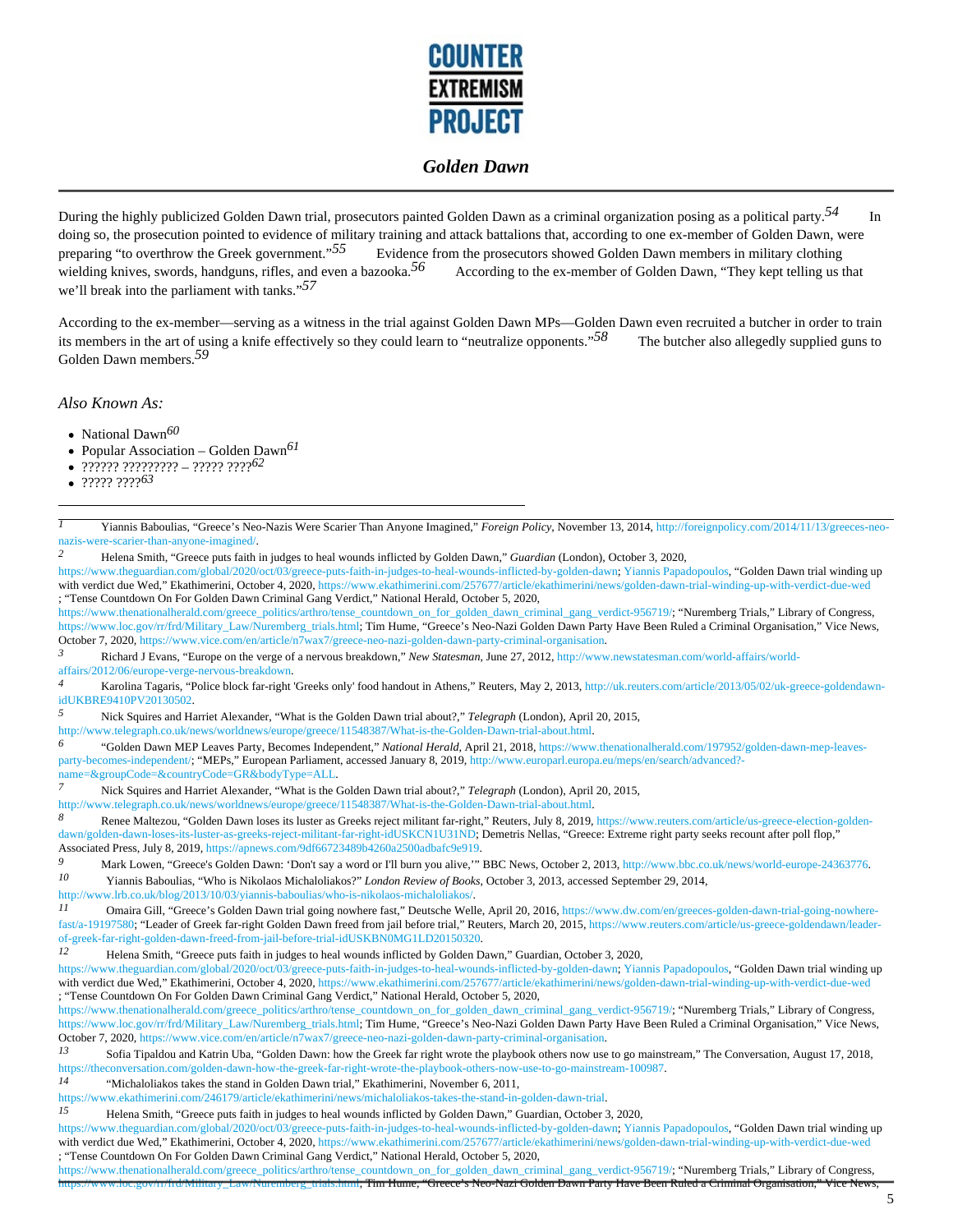During the highly publicized Golden Dawn trial, prosecutors painted Golden Dawn as a criminal organization posing as a political party.[54] In doing so, the prosecution pointed to evidence of military training and attack battalions that, according to one ex-member of Golden Dawn, were preparing "to overthrow the Greek government."[55] Evidence from the prosecutors showed Golden Dawn members in military clothing wielding knives, swords, handguns, rifles, and even a bazooka.[56] According to the ex-member of Golden Dawn, "They kept telling us that we'll break into the parliament with tanks."[57]

According to the ex-member—serving as a witness in the trial against Golden Dawn MPs—Golden Dawn even recruited a butcher in order to train its members in the art of using a knife effectively so they could learn to "neutralize opponents."[58] The butcher also allegedly supplied guns to Golden Dawn members.[59]

*Also Known As:*

- National Dawn[60]
- Popular Association – Golden Dawn[61]
- ?????? ????????? – ????? ????[62]
- ????? ????[63]

---

[1] Yiannis Baboulias, "Greece's Neo-Nazis Were Scarier Than Anyone Imagined," *Foreign Policy*, November 13, 2014, http://foreignpolicy.com/2014/11/13/greeces-neo-nazis-were-scarier-than-anyone-imagined/.

[2] Helena Smith, "Greece puts faith in judges to heal wounds inflicted by Golden Dawn," *Guardian* (London), October 3, 2020, https://www.theguardian.com/global/2020/oct/03/greece-puts-faith-in-judges-to-heal-wounds-inflicted-by-golden-dawn; Yiannis Papadopoulos, "Golden Dawn trial winding up with verdict due Wed," Ekathimerini, October 4, 2020, https://www.ekathimerini.com/257677/article/ekathimerini/news/golden-dawn-trial-winding-up-with-verdict-due-wed ; "Tense Countdown On For Golden Dawn Criminal Gang Verdict," National Herald, October 5, 2020, https://www.thenationalherald.com/greece_politics/arthro/tense_countdown_on_for_golden_dawn_criminal_gang_verdict-956719/; "Nuremberg Trials," Library of Congress, https://www.loc.gov/rr/frd/Military_Law/Nuremberg_trials.html; Tim Hume, "Greece's Neo-Nazi Golden Dawn Party Have Been Ruled a Criminal Organisation," Vice News, October 7, 2020, https://www.vice.com/en/article/n7wax7/greece-neo-nazi-golden-dawn-party-criminal-organisation.

[3] Richard J Evans, "Europe on the verge of a nervous breakdown," *New Statesman*, June 27, 2012, http://www.newstatesman.com/world-affairs/world-affairs/2012/06/europe-verge-nervous-breakdown.

[4] Karolina Tagaris, "Police block far-right 'Greeks only' food handout in Athens," Reuters, May 2, 2013, http://uk.reuters.com/article/2013/05/02/uk-greece-goldendawn-idUKBRE9410PV20130502.

[5] Nick Squires and Harriet Alexander, "What is the Golden Dawn trial about?," *Telegraph* (London), April 20, 2015, http://www.telegraph.co.uk/news/worldnews/europe/greece/11548387/What-is-the-Golden-Dawn-trial-about.html.

[6] "Golden Dawn MEP Leaves Party, Becomes Independent," *National Herald*, April 21, 2018, https://www.thenationalherald.com/197952/golden-dawn-mep-leaves-party-becomes-independent/; "MEPs," European Parliament, accessed January 8, 2019, http://www.europarl.europa.eu/meps/en/search/advanced?-name=&groupCode=&countryCode=GR&bodyType=ALL.

[7] Nick Squires and Harriet Alexander, "What is the Golden Dawn trial about?," *Telegraph* (London), April 20, 2015, http://www.telegraph.co.uk/news/worldnews/europe/greece/11548387/What-is-the-Golden-Dawn-trial-about.html.

[8] Renee Maltezou, "Golden Dawn loses its luster as Greeks reject militant far-right," Reuters, July 8, 2019, https://www.reuters.com/article/us-greece-election-golden-dawn/golden-dawn-loses-its-luster-as-greeks-reject-militant-far-right-idUSKCN1U31ND; Demetris Nellas, "Greece: Extreme right party seeks recount after poll flop," Associated Press, July 8, 2019, https://apnews.com/9df66723489b4260a2500adbafc9e919.

[9] Mark Lowen, "Greece's Golden Dawn: 'Don't say a word or I'll burn you alive,'" BBC News, October 2, 2013, http://www.bbc.co.uk/news/world-europe-24363776.

[10] Yiannis Baboulias, "Who is Nikolaos Michaloliakos?" *London Review of Books*, October 3, 2013, accessed September 29, 2014, http://www.lrb.co.uk/blog/2013/10/03/yiannis-baboulias/who-is-nikolaos-michaloliakos/.

[11] Omaira Gill, "Greece's Golden Dawn trial going nowhere fast," Deutsche Welle, April 20, 2016, https://www.dw.com/en/greeces-golden-dawn-trial-going-nowhere-fast/a-19197580; "Leader of Greek far-right Golden Dawn freed from jail before trial," Reuters, March 20, 2015, https://www.reuters.com/article/us-greece-goldendawn/leader-of-greek-far-right-golden-dawn-freed-from-jail-before-trial-idUSKBN0MG1LD20150320.

[12] Helena Smith, "Greece puts faith in judges to heal wounds inflicted by Golden Dawn," Guardian, October 3, 2020, https://www.theguardian.com/global/2020/oct/03/greece-puts-faith-in-judges-to-heal-wounds-inflicted-by-golden-dawn; Yiannis Papadopoulos, "Golden Dawn trial winding up with verdict due Wed," Ekathimerini, October 4, 2020, https://www.ekathimerini.com/257677/article/ekathimerini/news/golden-dawn-trial-winding-up-with-verdict-due-wed ; "Tense Countdown On For Golden Dawn Criminal Gang Verdict," National Herald, October 5, 2020, https://www.thenationalherald.com/greece_politics/arthro/tense_countdown_on_for_golden_dawn_criminal_gang_verdict-956719/; "Nuremberg Trials," Library of Congress, https://www.loc.gov/rr/frd/Military_Law/Nuremberg_trials.html; Tim Hume, "Greece's Neo-Nazi Golden Dawn Party Have Been Ruled a Criminal Organisation," Vice News, October 7, 2020, https://www.vice.com/en/article/n7wax7/greece-neo-nazi-golden-dawn-party-criminal-organisation.

[13] Sofia Tipaldou and Katrin Uba, "Golden Dawn: how the Greek far right wrote the playbook others now use to go mainstream," The Conversation, August 17, 2018, https://theconversation.com/golden-dawn-how-the-greek-far-right-wrote-the-playbook-others-now-use-to-go-mainstream-100987.

[14] "Michaloliakos takes the stand in Golden Dawn trial," Ekathimerini, November 6, 2011, https://www.ekathimerini.com/246179/article/ekathimerini/news/michaloliakos-takes-the-stand-in-golden-dawn-trial.

[15] Helena Smith, "Greece puts faith in judges to heal wounds inflicted by Golden Dawn," Guardian, October 3, 2020, https://www.theguardian.com/global/2020/oct/03/greece-puts-faith-in-judges-to-heal-wounds-inflicted-by-golden-dawn; Yiannis Papadopoulos, "Golden Dawn trial winding up with verdict due Wed," Ekathimerini, October 4, 2020, https://www.ekathimerini.com/257677/article/ekathimerini/news/golden-dawn-trial-winding-up-with-verdict-due-wed ; "Tense Countdown On For Golden Dawn Criminal Gang Verdict," National Herald, October 5, 2020, https://www.thenationalherald.com/greece_politics/arthro/tense_countdown_on_for_golden_dawn_criminal_gang_verdict-956719/; "Nuremberg Trials," Library of Congress, https://www.loc.gov/rr/frd/Military_Law/Nuremberg_trials.html; Tim Hume, "Greece's Neo-Nazi Golden Dawn Party Have Been Ruled a Criminal Organisation," Vice News,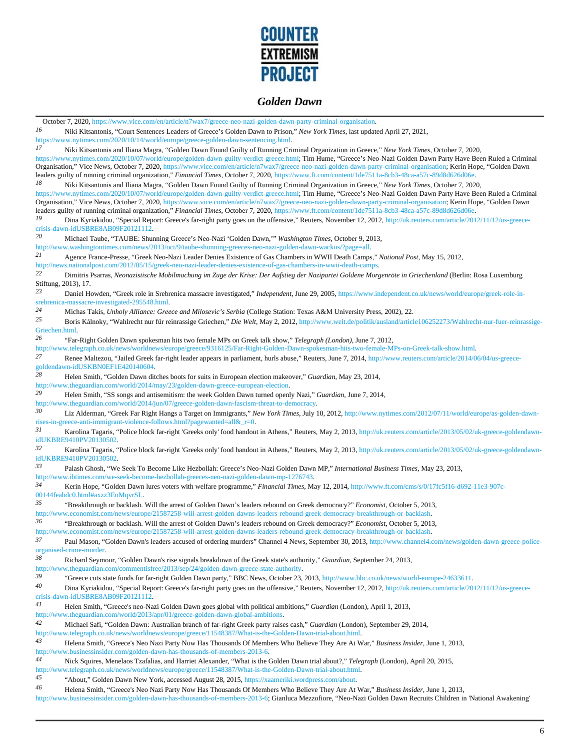October 7, 2020, https://www.vice.com/en/article/n7wax7/greece-neo-nazi-golden-dawn-party-criminal-organisation.

16 Niki Kitsantonis, "Court Sentences Leaders of Greece's Golden Dawn to Prison," *New York Times*, last updated April 27, 2021, https://www.nytimes.com/2020/10/14/world/europe/greece-golden-dawn-sentencing.html.

17 Niki Kitsantonis and Iliana Magra, "Golden Dawn Found Guilty of Running Criminal Organization in Greece," *New York Times*, October 7, 2020, https://www.nytimes.com/2020/10/07/world/europe/golden-dawn-guilty-verdict-greece.html; Tim Hume, "Greece's Neo-Nazi Golden Dawn Party Have Been Ruled a Criminal Organisation," Vice News, October 7, 2020, https://www.vice.com/en/article/n7wax7/greece-neo-nazi-golden-dawn-party-criminal-organisation; Kerin Hope, "Golden Dawn leaders guilty of running criminal organization," *Financial Times*, October 7, 2020, https://www.ft.com/content/1de7511a-8cb3-48ca-a57c-89d8d626d06e.

18 Niki Kitsantonis and Iliana Magra, "Golden Dawn Found Guilty of Running Criminal Organization in Greece," *New York Times*, October 7, 2020, https://www.nytimes.com/2020/10/07/world/europe/golden-dawn-guilty-verdict-greece.html; Tim Hume, "Greece's Neo-Nazi Golden Dawn Party Have Been Ruled a Criminal Organisation," Vice News, October 7, 2020, https://www.vice.com/en/article/n7wax7/greece-neo-nazi-golden-dawn-party-criminal-organisation; Kerin Hope, "Golden Dawn leaders guilty of running criminal organization," *Financial Times*, October 7, 2020, https://www.ft.com/content/1de7511a-8cb3-48ca-a57c-89d8d626d06e.

19 Dina Kyriakidou, "Special Report: Greece's far-right party goes on the offensive," Reuters, November 12, 2012, http://uk.reuters.com/article/2012/11/12/us-greece-crisis-dawn-idUSBRE8AB09F20121112.

20 Michael Taube, "TAUBE: Shunning Greece's Neo-Nazi 'Golden Dawn,'" *Washington Times*, October 9, 2013, http://www.washingtontimes.com/news/2013/oct/9/taube-shunning-greeces-neo-nazi-golden-dawn-wackos/?page=all.

21 Agence France-Presse, "Greek Neo-Nazi Leader Denies Existence of Gas Chambers in WWII Death Camps," *National Post*, May 15, 2012, http://news.nationalpost.com/2012/05/15/greek-neo-nazi-leader-denies-existence-of-gas-chambers-in-wwii-death-camps.

22 Dimitris Psarras, *Neonazistische Mobilmachung im Zuge der Krise: Der Aufstieg der Nazipartei Goldene Morgenröte in Griechenland* (Berlin: Rosa Luxemburg Stiftung, 2013), 17.

23 Daniel Howden, "Greek role in Srebrenica massacre investigated," *Independent*, June 29, 2005, https://www.independent.co.uk/news/world/europe/greek-role-in-srebrenica-massacre-investigated-295548.html.

24 Michas Takis, *Unholy Alliance: Greece and Milosevic's Serbia* (College Station: Texas A&M University Press, 2002), 22.

25 Boris Kálnoky, "Wahlrecht nur für reinrassige Griechen," *Die Welt*, May 2, 2012, http://www.welt.de/politik/ausland/article106252273/Wahlrecht-nur-fuer-reinrassige-Griechen.html.

26 "Far-Right Golden Dawn spokesman hits two female MPs on Greek talk show," *Telegraph (London)*, June 7, 2012, http://www.telegraph.co.uk/news/worldnews/europe/greece/9316125/Far-Right-Golden-Dawn-spokesman-hits-two-female-MPs-on-Greek-talk-show.html.

27 Renee Maltezou, "Jailed Greek far-right leader appears in parliament, hurls abuse," Reuters, June 7, 2014, http://www.reuters.com/article/2014/06/04/us-greece-goldendawn-idUSKBN0EF1E420140604.

28 Helen Smith, "Golden Dawn ditches boots for suits in European election makeover," *Guardian*, May 23, 2014, http://www.theguardian.com/world/2014/may/23/golden-dawn-greece-european-election.

29 Helen Smith, "SS songs and antisemitism: the week Golden Dawn turned openly Nazi," *Guardian*, June 7, 2014, http://www.theguardian.com/world/2014/jun/07/greece-golden-dawn-fascism-threat-to-democracy.

30 Liz Alderman, "Greek Far Right Hangs a Target on Immigrants," *New York Times*, July 10, 2012, http://www.nytimes.com/2012/07/11/world/europe/as-golden-dawn-rises-in-greece-anti-immigrant-violence-follows.html?pagewanted=all&_r=0.

31 Karolina Tagaris, "Police block far-right 'Greeks only' food handout in Athens," Reuters, May 2, 2013, http://uk.reuters.com/article/2013/05/02/uk-greece-goldendawn-idUKBRE9410PV20130502.

32 Karolina Tagaris, "Police block far-right 'Greeks only' food handout in Athens," Reuters, May 2, 2013, http://uk.reuters.com/article/2013/05/02/uk-greece-goldendawn-idUKBRE9410PV20130502.

33 Palash Ghosh, "We Seek To Become Like Hezbollah: Greece's Neo-Nazi Golden Dawn MP," *International Business Times*, May 23, 2013, http://www.ibtimes.com/we-seek-become-hezbollah-greeces-neo-nazi-golden-dawn-mp-1276743.

34 Kerin Hope, "Golden Dawn lures voters with welfare programme," *Financial Times*, May 12, 2014, http://www.ft.com/cms/s/0/17fc5f16-d692-11e3-907c-00144feabdc0.html#axzz3EoMqvrSL.

35 "Breakthrough or backlash. Will the arrest of Golden Dawn's leaders rebound on Greek democracy?" *Economist*, October 5, 2013, http://www.economist.com/news/europe/21587258-will-arrest-golden-dawns-leaders-rebound-greek-democracy-breakthrough-or-backlash.

36 "Breakthrough or backlash. Will the arrest of Golden Dawn's leaders rebound on Greek democracy?" *Economist*, October 5, 2013, http://www.economist.com/news/europe/21587258-will-arrest-golden-dawns-leaders-rebound-greek-democracy-breakthrough-or-backlash.

37 Paul Mason, "Golden Dawn's leaders accused of ordering murders" Channel 4 News, September 30, 2013, http://www.channel4.com/news/golden-dawn-greece-police-organised-crime-murder.

38 Richard Seymour, "Golden Dawn's rise signals breakdown of the Greek state's authority," *Guardian*, September 24, 2013, http://www.theguardian.com/commentisfree/2013/sep/24/golden-dawn-greece-state-authority.

39 "Greece cuts state funds for far-right Golden Dawn party," BBC News, October 23, 2013, http://www.bbc.co.uk/news/world-europe-24633611.

40 Dina Kyriakidou, "Special Report: Greece's far-right party goes on the offensive," Reuters, November 12, 2012, http://uk.reuters.com/article/2012/11/12/us-greece-crisis-dawn-idUSBRE8AB09F20121112.

41 Helen Smith, "Greece's neo-Nazi Golden Dawn goes global with political ambitions," *Guardian* (London), April 1, 2013, http://www.theguardian.com/world/2013/apr/01/greece-golden-dawn-global-ambitions.

42 Michael Safi, "Golden Dawn: Australian branch of far-right Greek party raises cash," *Guardian* (London), September 29, 2014, http://www.telegraph.co.uk/news/worldnews/europe/greece/11548387/What-is-the-Golden-Dawn-trial-about.html.

43 Helena Smith, "Greece's Neo Nazi Party Now Has Thousands Of Members Who Believe They Are At War," *Business Insider*, June 1, 2013, http://www.businessinsider.com/golden-dawn-has-thousands-of-members-2013-6.

44 Nick Squires, Menelaos Tzafalias, and Harriet Alexander, "What is the Golden Dawn trial about?," *Telegraph* (London), April 20, 2015, http://www.telegraph.co.uk/news/worldnews/europe/greece/11548387/What-is-the-Golden-Dawn-trial-about.html.

45 "About," Golden Dawn New York, accessed August 28, 2015, https://xaameriki.wordpress.com/about.

46 Helena Smith, "Greece's Neo Nazi Party Now Has Thousands Of Members Who Believe They Are At War," *Business Insider*, June 1, 2013, http://www.businessinsider.com/golden-dawn-has-thousands-of-members-2013-6; Gianluca Mezzofiore, "Neo-Nazi Golden Dawn Recruits Children in 'National Awakening'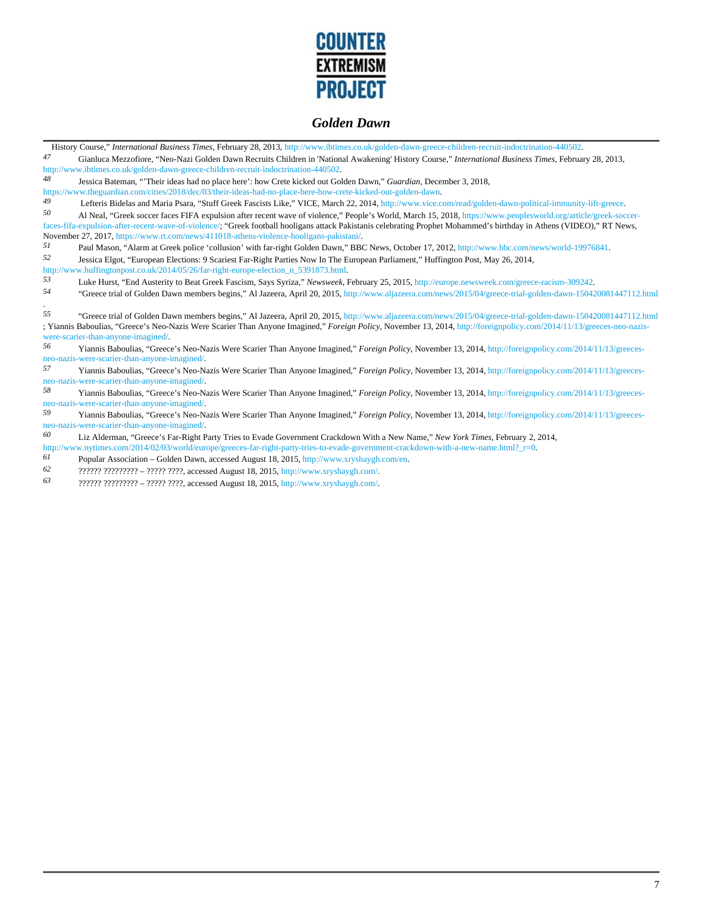History Course," *International Business Times*, February 28, 2013, http://www.ibtimes.co.uk/golden-dawn-greece-children-recruit-indoctrination-440502.

47 Gianluca Mezzofiore, "Neo-Nazi Golden Dawn Recruits Children in 'National Awakening' History Course," *International Business Times*, February 28, 2013, http://www.ibtimes.co.uk/golden-dawn-greece-children-recruit-indoctrination-440502.

48 Jessica Bateman, "'Their ideas had no place here': how Crete kicked out Golden Dawn," *Guardian*, December 3, 2018, https://www.theguardian.com/cities/2018/dec/03/their-ideas-had-no-place-here-how-crete-kicked-out-golden-dawn.

49 Lefteris Bidelas and Maria Psara, "Stuff Greek Fascists Like," VICE, March 22, 2014, http://www.vice.com/read/golden-dawn-political-immunity-lift-greece.

50 Al Neal, "Greek soccer faces FIFA expulsion after recent wave of violence," People's World, March 15, 2018, https://www.peoplesworld.org/article/greek-soccer-faces-fifa-expulsion-after-recent-wave-of-violence/; "Greek football hooligans attack Pakistanis celebrating Prophet Mohammed's birthday in Athens (VIDEO)," RT News, November 27, 2017, https://www.rt.com/news/411018-athens-violence-hooligans-pakistani/.

51 Paul Mason, "Alarm at Greek police 'collusion' with far-right Golden Dawn," BBC News, October 17, 2012, http://www.bbc.com/news/world-19976841.

52 Jessica Elgot, "European Elections: 9 Scariest Far-Right Parties Now In The European Parliament," Huffington Post, May 26, 2014, http://www.huffingtonpost.co.uk/2014/05/26/far-right-europe-election_n_5391873.html.

53 Luke Hurst, "End Austerity to Beat Greek Fascism, Says Syriza," *Newsweek*, February 25, 2015, http://europe.newsweek.com/greece-racism-309242.

54 "Greece trial of Golden Dawn members begins," Al Jazeera, April 20, 2015, http://www.aljazeera.com/news/2015/04/greece-trial-golden-dawn-150420081447112.html.

55 "Greece trial of Golden Dawn members begins," Al Jazeera, April 20, 2015, http://www.aljazeera.com/news/2015/04/greece-trial-golden-dawn-150420081447112.html; Yiannis Baboulias, "Greece's Neo-Nazis Were Scarier Than Anyone Imagined," *Foreign Policy*, November 13, 2014, http://foreignpolicy.com/2014/11/13/greeces-neo-nazis-were-scarier-than-anyone-imagined/.

56 Yiannis Baboulias, "Greece's Neo-Nazis Were Scarier Than Anyone Imagined," *Foreign Policy*, November 13, 2014, http://foreignpolicy.com/2014/11/13/greeces-neo-nazis-were-scarier-than-anyone-imagined/.

57 Yiannis Baboulias, "Greece's Neo-Nazis Were Scarier Than Anyone Imagined," *Foreign Policy*, November 13, 2014, http://foreignpolicy.com/2014/11/13/greeces-neo-nazis-were-scarier-than-anyone-imagined/.

58 Yiannis Baboulias, "Greece's Neo-Nazis Were Scarier Than Anyone Imagined," *Foreign Policy*, November 13, 2014, http://foreignpolicy.com/2014/11/13/greeces-neo-nazis-were-scarier-than-anyone-imagined/.

59 Yiannis Baboulias, "Greece's Neo-Nazis Were Scarier Than Anyone Imagined," *Foreign Policy*, November 13, 2014, http://foreignpolicy.com/2014/11/13/greeces-neo-nazis-were-scarier-than-anyone-imagined/.

60 Liz Alderman, "Greece's Far-Right Party Tries to Evade Government Crackdown With a New Name," *New York Times*, February 2, 2014, http://www.nytimes.com/2014/02/03/world/europe/greeces-far-right-party-tries-to-evade-government-crackdown-with-a-new-name.html?_r=0.

61 Popular Association – Golden Dawn, accessed August 18, 2015, http://www.xryshaygh.com/en.

62 ?????? ????????? – ????? ????, accessed August 18, 2015, http://www.xryshaygh.com/.

63 ?????? ????????? – ????? ????, accessed August 18, 2015, http://www.xryshaygh.com/.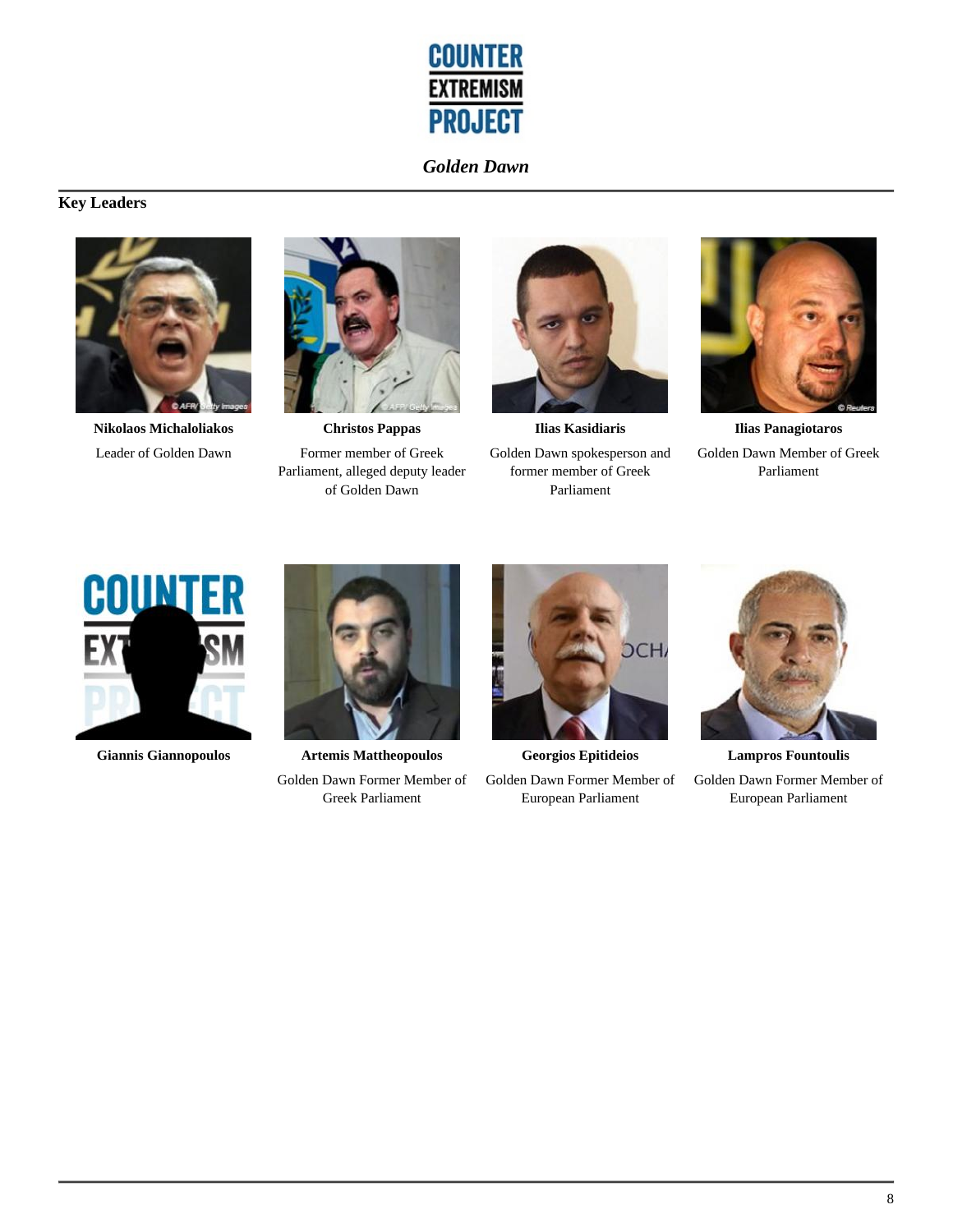## Key Leaders

**Nikolaos Michaloliakos**
Leader of Golden Dawn

**Christos Pappas**
Former member of Greek Parliament, alleged deputy leader of Golden Dawn

**Ilias Kasidiaris**
Golden Dawn spokesperson and former member of Greek Parliament

**Ilias Panagiotaros**
Golden Dawn Member of Greek Parliament

**Giannis Giannopoulos**

**Artemis Mattheopoulos**
Golden Dawn Former Member of Greek Parliament

**Georgios Epitideios**
Golden Dawn Former Member of European Parliament

**Lampros Fountoulis**
Golden Dawn Former Member of European Parliament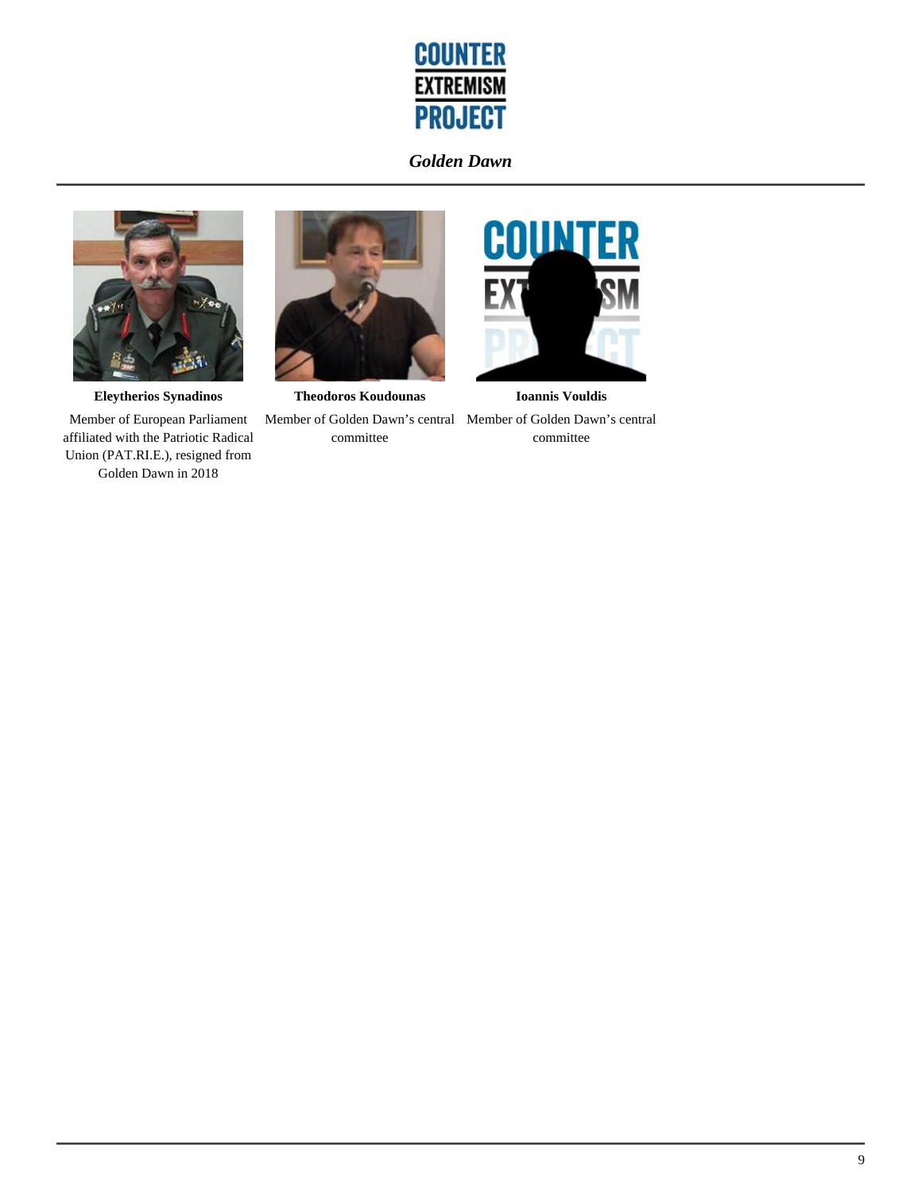**Eleytherios Synadinos**

Member of European Parliament affiliated with the Patriotic Radical Union (PAT.RI.E.), resigned from Golden Dawn in 2018

**Theodoros Koudounas**

Member of Golden Dawn's central committee

**Ioannis Vouldis**

Member of Golden Dawn's central committee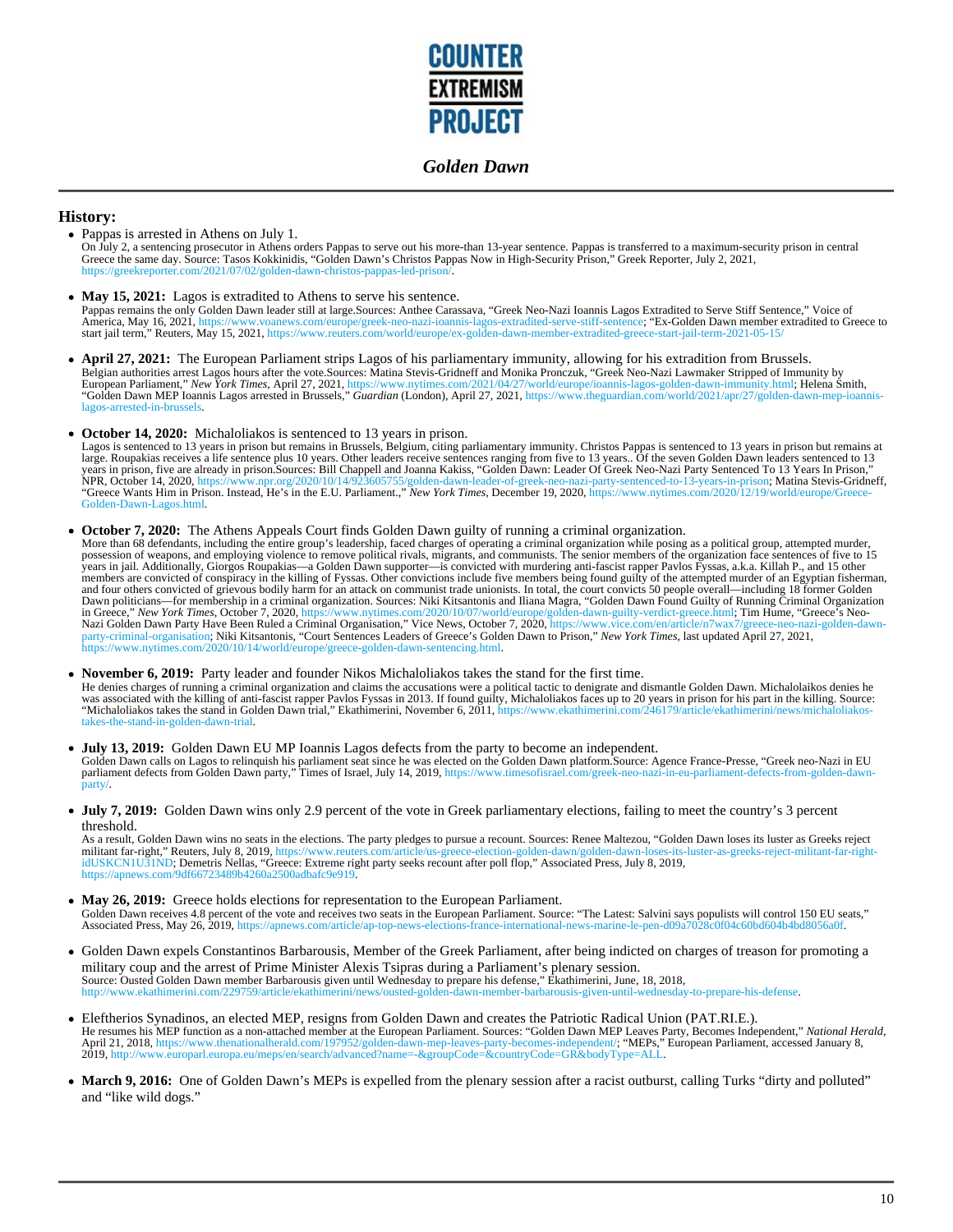# Golden Dawn

## History:

- Pappas is arrested in Athens on July 1.
  On July 2, a sentencing prosecutor in Athens orders Pappas to serve out his more-than 13-year sentence. Pappas is transferred to a maximum-security prison in central Greece the same day. Source: Tasos Kokkinidis, "Golden Dawn's Christos Pappas Now in High-Security Prison," Greek Reporter, July 2, 2021, https://greekreporter.com/2021/07/02/golden-dawn-christos-pappas-led-prison/.

- **May 15, 2021:** Lagos is extradited to Athens to serve his sentence.
  Pappas remains the only Golden Dawn leader still at large.Sources: Anthee Carassava, "Greek Neo-Nazi Ioannis Lagos Extradited to Serve Stiff Sentence," Voice of America, May 16, 2021, https://www.voanews.com/europe/greek-neo-nazi-ioannis-lagos-extradited-serve-stiff-sentence; "Ex-Golden Dawn member extradited to Greece to start jail term," Reuters, May 15, 2021, https://www.reuters.com/world/europe/ex-golden-dawn-member-extradited-greece-start-jail-term-2021-05-15/

- **April 27, 2021:** The European Parliament strips Lagos of his parliamentary immunity, allowing for his extradition from Brussels.
  Belgian authorities arrest Lagos hours after the vote.Sources: Matina Stevis-Gridneff and Monika Pronczuk, "Greek Neo-Nazi Lawmaker Stripped of Immunity by European Parliament," *New York Times*, April 27, 2021, https://www.nytimes.com/2021/04/27/world/europe/ioannis-lagos-golden-dawn-immunity.html; Helena Smith, "Golden Dawn MEP Ioannis Lagos arrested in Brussels," *Guardian* (London), April 27, 2021, https://www.theguardian.com/world/2021/apr/27/golden-dawn-mep-ioannis-lagos-arrested-in-brussels.

- **October 14, 2020:** Michaloliakos is sentenced to 13 years in prison.
  Lagos is sentenced to 13 years in prison but remains in Brussels, Belgium, citing parliamentary immunity. Christos Pappas is sentenced to 13 years in prison but remains at large. Roupakias receives a life sentence plus 10 years. Other leaders receive sentences ranging from five to 13 years.. Of the seven Golden Dawn leaders sentenced to 13 years in prison, five are already in prison.Sources: Bill Chappell and Joanna Kakiss, "Golden Dawn: Leader Of Greek Neo-Nazi Party Sentenced To 13 Years In Prison," NPR, October 14, 2020, https://www.npr.org/2020/10/14/923605755/golden-dawn-leader-of-greek-neo-nazi-party-sentenced-to-13-years-in-prison; Matina Stevis-Gridneff, "Greece Wants Him in Prison. Instead, He's in the E.U. Parliament.," *New York Times*, December 19, 2020, https://www.nytimes.com/2020/12/19/world/europe/Greece-Golden-Dawn-Lagos.html.

- **October 7, 2020:** The Athens Appeals Court finds Golden Dawn guilty of running a criminal organization.
  More than 68 defendants, including the entire group's leadership, faced charges of operating a criminal organization while posing as a political group, attempted murder, possession of weapons, and employing violence to remove political rivals, migrants, and communists. The senior members of the organization face sentences of five to 15 years in jail. Additionally, Giorgos Roupakias—a Golden Dawn supporter—is convicted with murdering anti-fascist rapper Pavlos Fyssas, a.k.a. Killah P., and 15 other members are convicted of conspiracy in the killing of Fyssas. Other convictions include five members being found guilty of the attempted murder of an Egyptian fisherman, and four others convicted of grievous bodily harm for an attack on communist trade unionists. In total, the court convicts 50 people overall—including 18 former Golden Dawn politicians—for membership in a criminal organization. Sources: Niki Kitsantonis and Iliana Magra, "Golden Dawn Found Guilty of Running Criminal Organization in Greece," *New York Times*, October 7, 2020, https://www.nytimes.com/2020/10/07/world/europe/golden-dawn-guilty-verdict-greece.html; Tim Hume, "Greece's Neo-Nazi Golden Dawn Party Have Been Ruled a Criminal Organisation," Vice News, October 7, 2020, https://www.vice.com/en/article/n7wax7/greece-neo-nazi-golden-dawn-party-criminal-organisation; Niki Kitsantonis, "Court Sentences Leaders of Greece's Golden Dawn to Prison," *New York Times*, last updated April 27, 2021, https://www.nytimes.com/2020/10/14/world/europe/greece-golden-dawn-sentencing.html.

- **November 6, 2019:** Party leader and founder Nikos Michaloliakos takes the stand for the first time.
  He denies charges of running a criminal organization and claims the accusations were a political tactic to denigrate and dismantle Golden Dawn. Michalolaikos denies he was associated with the killing of anti-fascist rapper Pavlos Fyssas in 2013. If found guilty, Michaloliakos faces up to 20 years in prison for his part in the killing. Source: "Michaloliakos takes the stand in Golden Dawn trial," Ekathimerini, November 6, 2011, https://www.ekathimerini.com/246179/article/ekathimerini/news/michaloliakos-takes-the-stand-in-golden-dawn-trial.

- **July 13, 2019:** Golden Dawn EU MP Ioannis Lagos defects from the party to become an independent.
  Golden Dawn calls on Lagos to relinquish his parliament seat since he was elected on the Golden Dawn platform.Source: Agence France-Presse, "Greek neo-Nazi in EU parliament defects from Golden Dawn party," Times of Israel, July 14, 2019, https://www.timesofisrael.com/greek-neo-nazi-in-eu-parliament-defects-from-golden-dawn-party/.

- **July 7, 2019:** Golden Dawn wins only 2.9 percent of the vote in Greek parliamentary elections, failing to meet the country's 3 percent threshold.
  As a result, Golden Dawn wins no seats in the elections. The party pledges to pursue a recount. Sources: Renee Maltezou, "Golden Dawn loses its luster as Greeks reject militant far-right," Reuters, July 8, 2019, https://www.reuters.com/article/us-greece-election-golden-dawn/golden-dawn-loses-its-luster-as-greeks-reject-militant-far-right-idUSKCN1U31ND; Demetris Nellas, "Greece: Extreme right party seeks recount after poll flop," Associated Press, July 8, 2019, https://apnews.com/9df66723489b4260a2500adbafc9e919.

- **May 26, 2019:** Greece holds elections for representation to the European Parliament.
  Golden Dawn receives 4.8 percent of the vote and receives two seats in the European Parliament. Source: "The Latest: Salvini says populists will control 150 EU seats," Associated Press, May 26, 2019, https://apnews.com/article/ap-top-news-elections-france-international-news-marine-le-pen-d09a7028c0f04c60bd604b4bd8056a0f.

- Golden Dawn expels Constantinos Barbarousis, Member of the Greek Parliament, after being indicted on charges of treason for promoting a military coup and the arrest of Prime Minister Alexis Tsipras during a Parliament's plenary session.
  Source: Ousted Golden Dawn member Barbarousis given until Wednesday to prepare his defense," Ekathimerini, June, 18, 2018, http://www.ekathimerini.com/229759/article/ekathimerini/news/ousted-golden-dawn-member-barbarousis-given-until-wednesday-to-prepare-his-defense.

- Eleftherios Synadinos, an elected MEP, resigns from Golden Dawn and creates the Patriotic Radical Union (PAT.RI.E.).
  He resumes his MEP function as a non-attached member at the European Parliament. Sources: "Golden Dawn MEP Leaves Party, Becomes Independent," *National Herald*, April 21, 2018, https://www.thenationalherald.com/197952/golden-dawn-mep-leaves-party-becomes-independent/; "MEPs," European Parliament, accessed January 8, 2019, http://www.europarl.europa.eu/meps/en/search/advanced?name=&groupCode=&countryCode=GR&bodyType=ALL.

- **March 9, 2016:** One of Golden Dawn's MEPs is expelled from the plenary session after a racist outburst, calling Turks "dirty and polluted" and "like wild dogs."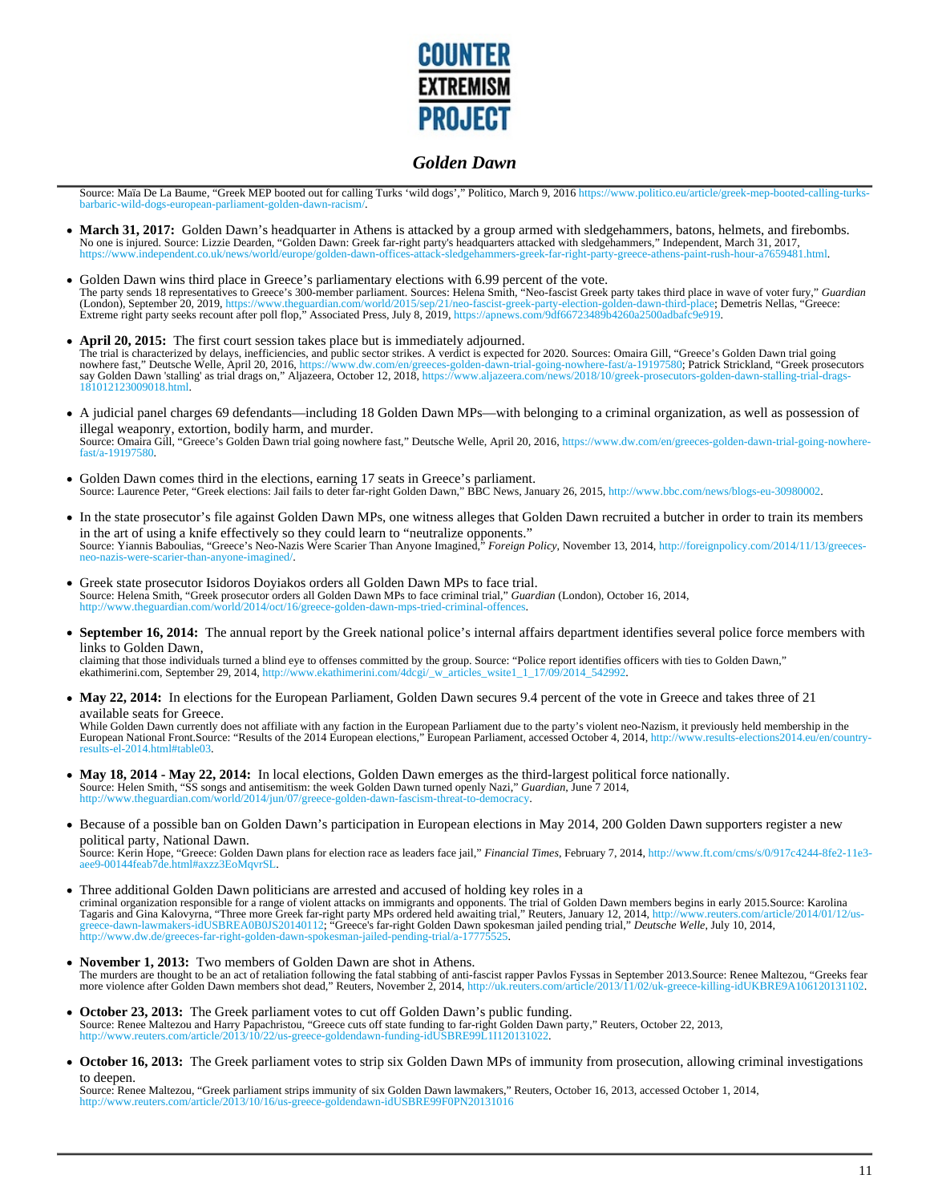Source: Maïa De La Baume, "Greek MEP booted out for calling Turks 'wild dogs'," Politico, March 9, 2016 https://www.politico.eu/article/greek-mep-booted-calling-turks-barbaric-wild-dogs-european-parliament-golden-dawn-racism/.

- **March 31, 2017:** Golden Dawn's headquarter in Athens is attacked by a group armed with sledgehammers, batons, helmets, and firebombs.
No one is injured. Source: Lizzie Dearden, "Golden Dawn: Greek far-right party's headquarters attacked with sledgehammers," Independent, March 31, 2017, https://www.independent.co.uk/news/world/europe/golden-dawn-offices-attack-sledgehammers-greek-far-right-party-greece-athens-paint-rush-hour-a7659481.html.

- Golden Dawn wins third place in Greece's parliamentary elections with 6.99 percent of the vote.
The party sends 18 representatives to Greece's 300-member parliament. Sources: Helena Smith, "Neo-fascist Greek party takes third place in wave of voter fury," *Guardian* (London), September 20, 2019, https://www.theguardian.com/world/2015/sep/21/neo-fascist-greek-party-election-golden-dawn-third-place; Demetris Nellas, "Greece: Extreme right party seeks recount after poll flop," Associated Press, July 8, 2019, https://apnews.com/9df66723489b4260a2500adbafc9e919.

- **April 20, 2015:** The first court session takes place but is immediately adjourned.
The trial is characterized by delays, inefficiencies, and public sector strikes. A verdict is expected for 2020. Sources: Omaira Gill, "Greece's Golden Dawn trial going nowhere fast," Deutsche Welle, April 20, 2016, https://www.dw.com/en/greeces-golden-dawn-trial-going-nowhere-fast/a-19197580; Patrick Strickland, "Greek prosecutors say Golden Dawn 'stalling' as trial drags on," Aljazeera, October 12, 2018, https://www.aljazeera.com/news/2018/10/greek-prosecutors-golden-dawn-stalling-trial-drags-181012123009018.html.

- A judicial panel charges 69 defendants—including 18 Golden Dawn MPs—with belonging to a criminal organization, as well as possession of illegal weaponry, extortion, bodily harm, and murder.
Source: Omaira Gill, "Greece's Golden Dawn trial going nowhere fast," Deutsche Welle, April 20, 2016, https://www.dw.com/en/greeces-golden-dawn-trial-going-nowhere-fast/a-19197580.

- Golden Dawn comes third in the elections, earning 17 seats in Greece's parliament.
Source: Laurence Peter, "Greek elections: Jail fails to deter far-right Golden Dawn," BBC News, January 26, 2015, http://www.bbc.com/news/blogs-eu-30980002.

- In the state prosecutor's file against Golden Dawn MPs, one witness alleges that Golden Dawn recruited a butcher in order to train its members in the art of using a knife effectively so they could learn to "neutralize opponents."
Source: Yiannis Baboulias, "Greece's Neo-Nazis Were Scarier Than Anyone Imagined," *Foreign Policy*, November 13, 2014, http://foreignpolicy.com/2014/11/13/greeces-neo-nazis-were-scarier-than-anyone-imagined/.

- Greek state prosecutor Isidoros Doyiakos orders all Golden Dawn MPs to face trial.
Source: Helena Smith, "Greek prosecutor orders all Golden Dawn MPs to face criminal trial," *Guardian* (London), October 16, 2014, http://www.theguardian.com/world/2014/oct/16/greece-golden-dawn-mps-tried-criminal-offences.

- **September 16, 2014:** The annual report by the Greek national police's internal affairs department identifies several police force members with links to Golden Dawn,
claiming that those individuals turned a blind eye to offenses committed by the group. Source: "Police report identifies officers with ties to Golden Dawn," ekathimerini.com, September 29, 2014, http://www.ekathimerini.com/4dcgi/_w_articles_wsite1_1_17/09/2014_542992.

- **May 22, 2014:** In elections for the European Parliament, Golden Dawn secures 9.4 percent of the vote in Greece and takes three of 21 available seats for Greece.
While Golden Dawn currently does not affiliate with any faction in the European Parliament due to the party's violent neo-Nazism, it previously held membership in the European National Front.Source: "Results of the 2014 European elections," European Parliament, accessed October 4, 2014, http://www.results-elections2014.eu/en/country-results-el-2014.html#table03.

- **May 18, 2014 - May 22, 2014:** In local elections, Golden Dawn emerges as the third-largest political force nationally.
Source: Helen Smith, "SS songs and antisemitism: the week Golden Dawn turned openly Nazi," *Guardian*, June 7 2014, http://www.theguardian.com/world/2014/jun/07/greece-golden-dawn-fascism-threat-to-democracy.

- Because of a possible ban on Golden Dawn's participation in European elections in May 2014, 200 Golden Dawn supporters register a new political party, National Dawn.
Source: Kerin Hope, "Greece: Golden Dawn plans for election race as leaders face jail," *Financial Times*, February 7, 2014, http://www.ft.com/cms/s/0/917c4244-8fe2-11e3-aee9-00144feab7de.html#axzz3EoMqvrSL.

- Three additional Golden Dawn politicians are arrested and accused of holding key roles in a
criminal organization responsible for a range of violent attacks on immigrants and opponents. The trial of Golden Dawn members begins in early 2015.Source: Karolina Tagaris and Gina Kalovyrna, "Three more Greek far-right party MPs ordered held awaiting trial," Reuters, January 12, 2014, http://www.reuters.com/article/2014/01/12/us-greece-dawn-lawmakers-idUSBREA0B0JS20140112; "Greece's far-right Golden Dawn spokesman jailed pending trial," *Deutsche Welle*, July 10, 2014, http://www.dw.de/greeces-far-right-golden-dawn-spokesman-jailed-pending-trial/a-17775525.

- **November 1, 2013:** Two members of Golden Dawn are shot in Athens.
The murders are thought to be an act of retaliation following the fatal stabbing of anti-fascist rapper Pavlos Fyssas in September 2013.Source: Renee Maltezou, "Greeks fear more violence after Golden Dawn members shot dead," Reuters, November 2, 2014, http://uk.reuters.com/article/2013/11/02/uk-greece-killing-idUKBRE9A106120131102.

- **October 23, 2013:** The Greek parliament votes to cut off Golden Dawn's public funding.
Source: Renee Maltezou and Harry Papachristou, "Greece cuts off state funding to far-right Golden Dawn party," Reuters, October 22, 2013, http://www.reuters.com/article/2013/10/22/us-greece-goldendawn-funding-idUSBRE99L1I120131022.

- **October 16, 2013:** The Greek parliament votes to strip six Golden Dawn MPs of immunity from prosecution, allowing criminal investigations to deepen.
Source: Renee Maltezou, "Greek parliament strips immunity of six Golden Dawn lawmakers," Reuters, October 16, 2013, accessed October 1, 2014, http://www.reuters.com/article/2013/10/16/us-greece-goldendawn-idUSBRE99F0PN20131016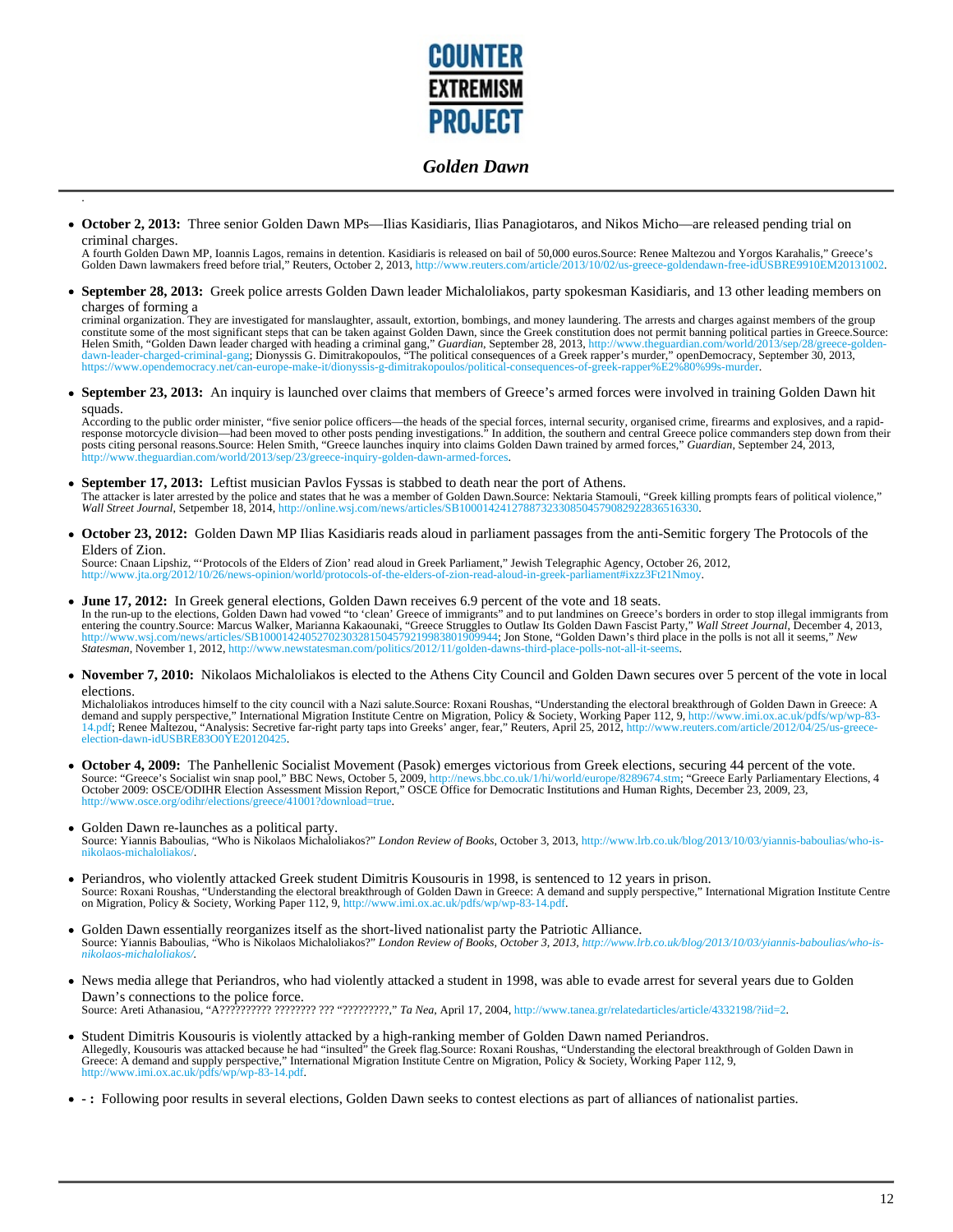.

- **October 2, 2013:** Three senior Golden Dawn MPs—Ilias Kasidiaris, Ilias Panagiotaros, and Nikos Micho—are released pending trial on criminal charges.
  A fourth Golden Dawn MP, Ioannis Lagos, remains in detention. Kasidiaris is released on bail of 50,000 euros.Source: Renee Maltezou and Yorgos Karahalis," Greece's Golden Dawn lawmakers freed before trial," Reuters, October 2, 2013, http://www.reuters.com/article/2013/10/02/us-greece-goldendawn-free-idUSBRE9910EM20131002.

- **September 28, 2013:** Greek police arrests Golden Dawn leader Michaloliakos, party spokesman Kasidiaris, and 13 other leading members on charges of forming a
  criminal organization. They are investigated for manslaughter, assault, extortion, bombings, and money laundering. The arrests and charges against members of the group constitute some of the most significant steps that can be taken against Golden Dawn, since the Greek constitution does not permit banning political parties in Greece.Source: Helen Smith, "Golden Dawn leader charged with heading a criminal gang," *Guardian*, September 28, 2013, http://www.theguardian.com/world/2013/sep/28/greece-golden-dawn-leader-charged-criminal-gang; Dionyssis G. Dimitrakopoulos, "The political consequences of a Greek rapper's murder," openDemocracy, September 30, 2013, https://www.opendemocracy.net/can-europe-make-it/dionyssis-g-dimitrakopoulos/political-consequences-of-greek-rapper%E2%80%99s-murder.

- **September 23, 2013:** An inquiry is launched over claims that members of Greece's armed forces were involved in training Golden Dawn hit squads.
  According to the public order minister, "five senior police officers—the heads of the special forces, internal security, organised crime, firearms and explosives, and a rapid-response motorcycle division—had been moved to other posts pending investigations." In addition, the southern and central Greece police commanders step down from their posts citing personal reasons.Source: Helen Smith, "Greece launches inquiry into claims Golden Dawn trained by armed forces," *Guardian*, September 24, 2013, http://www.theguardian.com/world/2013/sep/23/greece-inquiry-golden-dawn-armed-forces.

- **September 17, 2013:** Leftist musician Pavlos Fyssas is stabbed to death near the port of Athens.
  The attacker is later arrested by the police and states that he was a member of Golden Dawn.Source: Nektaria Stamouli, "Greek killing prompts fears of political violence," *Wall Street Journal*, September 18, 2014, http://online.wsj.com/news/articles/SB10001424127887323308504579082922836516330.

- **October 23, 2012:** Golden Dawn MP Ilias Kasidiaris reads aloud in parliament passages from the anti-Semitic forgery The Protocols of the Elders of Zion.
  Source: Cnaan Lipshiz, "'Protocols of the Elders of Zion' read aloud in Greek Parliament," Jewish Telegraphic Agency, October 26, 2012, http://www.jta.org/2012/10/26/news-opinion/world/protocols-of-the-elders-of-zion-read-aloud-in-greek-parliament#ixzz3Ft21Nmoy.

- **June 17, 2012:** In Greek general elections, Golden Dawn receives 6.9 percent of the vote and 18 seats.
  In the run-up to the elections, Golden Dawn had vowed "to 'clean' Greece of immigrants" and to put landmines on Greece's borders in order to stop illegal immigrants from entering the country.Source: Marcus Walker, Marianna Kakaounaki, "Greece Struggles to Outlaw Its Golden Dawn Fascist Party," *Wall Street Journal*, December 4, 2013, http://www.wsj.com/news/articles/SB10001424052702303281504579219983801909944; Jon Stone, "Golden Dawn's third place in the polls is not all it seems," *New Statesman*, November 1, 2012, http://www.newstatesman.com/politics/2012/11/golden-dawns-third-place-polls-not-all-it-seems.

- **November 7, 2010:** Nikolaos Michaloliakos is elected to the Athens City Council and Golden Dawn secures over 5 percent of the vote in local elections.
  Michaloliakos introduces himself to the city council with a Nazi salute.Source: Roxani Roushas, "Understanding the electoral breakthrough of Golden Dawn in Greece: A demand and supply perspective," International Migration Institute Centre on Migration, Policy & Society, Working Paper 112, 9, http://www.imi.ox.ac.uk/pdfs/wp/wp-83-14.pdf; Renee Maltezou, "Analysis: Secretive far-right party taps into Greeks' anger, fear," Reuters, April 25, 2012, http://www.reuters.com/article/2012/04/25/us-greece-election-dawn-idUSBRE83O0YE20120425.

- **October 4, 2009:** The Panhellenic Socialist Movement (Pasok) emerges victorious from Greek elections, securing 44 percent of the vote.
  Source: "Greece's Socialist win snap pool," BBC News, October 5, 2009, http://news.bbc.co.uk/1/hi/world/europe/8289674.stm; "Greece Early Parliamentary Elections, 4 October 2009: OSCE/ODIHR Election Assessment Mission Report," OSCE Office for Democratic Institutions and Human Rights, December 23, 2009, 23, http://www.osce.org/odihr/elections/greece/41001?download=true.

- Golden Dawn re-launches as a political party.
  Source: Yiannis Baboulias, "Who is Nikolaos Michaloliakos?" *London Review of Books*, October 3, 2013, http://www.lrb.co.uk/blog/2013/10/03/yiannis-baboulias/who-is-nikolaos-michaloliakos/.

- Periandros, who violently attacked Greek student Dimitris Kousouris in 1998, is sentenced to 12 years in prison.
  Source: Roxani Roushas, "Understanding the electoral breakthrough of Golden Dawn in Greece: A demand and supply perspective," International Migration Institute Centre on Migration, Policy & Society, Working Paper 112, 9, http://www.imi.ox.ac.uk/pdfs/wp/wp-83-14.pdf.

- Golden Dawn essentially reorganizes itself as the short-lived nationalist party the Patriotic Alliance.
  Source: Yiannis Baboulias, "Who is Nikolaos Michaloliakos?" *London Review of Books, October 3, 2013, http://www.lrb.co.uk/blog/2013/10/03/yiannis-baboulias/who-is-nikolaos-michaloliakos/.*

- News media allege that Periandros, who had violently attacked a student in 1998, was able to evade arrest for several years due to Golden Dawn's connections to the police force.
  Source: Areti Athanasiou, "A?????????? ???????? ??? "?????????," *Ta Nea*, April 17, 2004, http://www.tanea.gr/relatedarticles/article/4332198/?iid=2.

- Student Dimitris Kousouris is violently attacked by a high-ranking member of Golden Dawn named Periandros.
  Allegedly, Kousouris was attacked because he had "insulted" the Greek flag.Source: Roxani Roushas, "Understanding the electoral breakthrough of Golden Dawn in Greece: A demand and supply perspective," International Migration Institute Centre on Migration, Policy & Society, Working Paper 112, 9, http://www.imi.ox.ac.uk/pdfs/wp/wp-83-14.pdf.

- **- :** Following poor results in several elections, Golden Dawn seeks to contest elections as part of alliances of nationalist parties.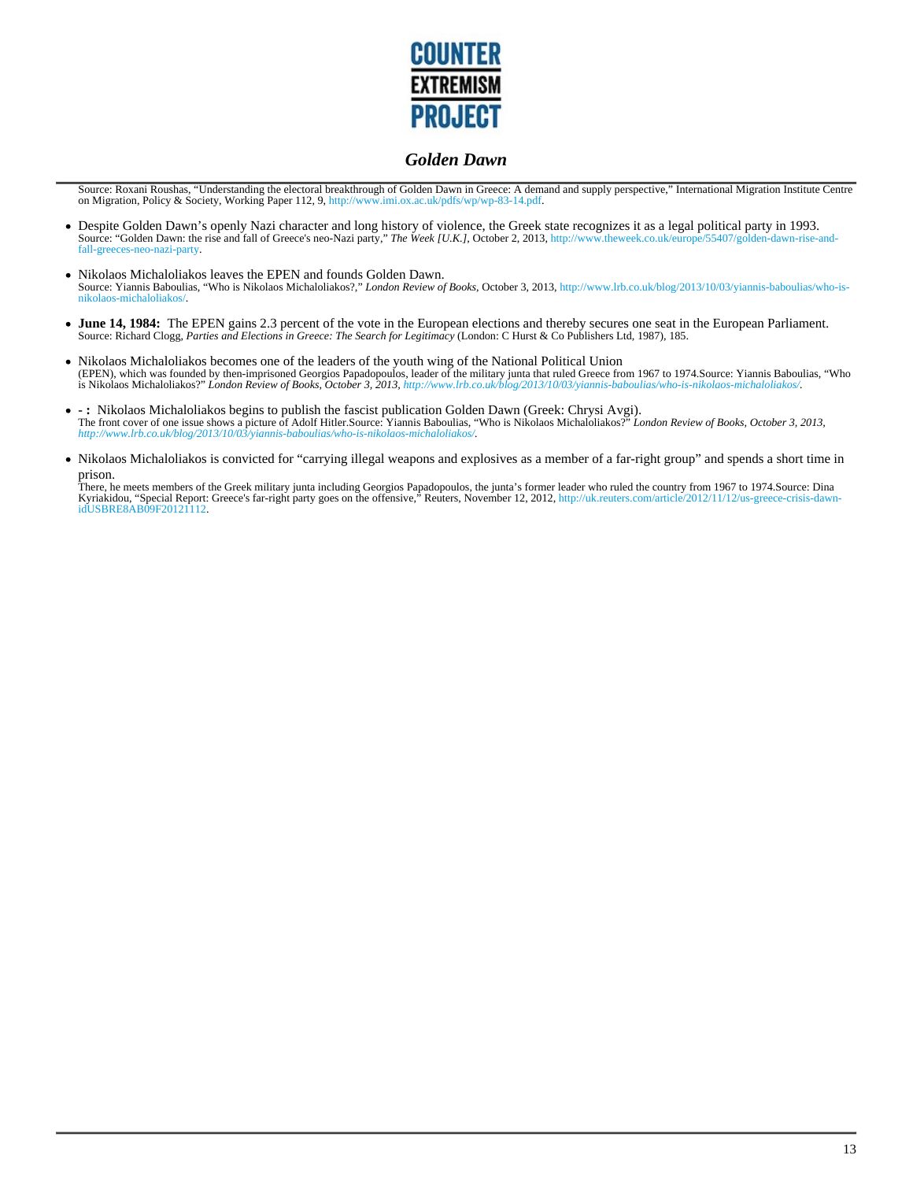Source: Roxani Roushas, "Understanding the electoral breakthrough of Golden Dawn in Greece: A demand and supply perspective," International Migration Institute Centre on Migration, Policy & Society, Working Paper 112, 9, http://www.imi.ox.ac.uk/pdfs/wp/wp-83-14.pdf.

- Despite Golden Dawn's openly Nazi character and long history of violence, the Greek state recognizes it as a legal political party in 1993.
  Source: "Golden Dawn: the rise and fall of Greece's neo-Nazi party," *The Week [U.K.]*, October 2, 2013, http://www.theweek.co.uk/europe/55407/golden-dawn-rise-and-fall-greeces-neo-nazi-party.

- Nikolaos Michaloliakos leaves the EPEN and founds Golden Dawn.
  Source: Yiannis Baboulias, "Who is Nikolaos Michaloliakos?," *London Review of Books*, October 3, 2013, http://www.lrb.co.uk/blog/2013/10/03/yiannis-baboulias/who-is-nikolaos-michaloliakos/.

- **June 14, 1984:** The EPEN gains 2.3 percent of the vote in the European elections and thereby secures one seat in the European Parliament.
  Source: Richard Clogg, *Parties and Elections in Greece: The Search for Legitimacy* (London: C Hurst & Co Publishers Ltd, 1987), 185.

- Nikolaos Michaloliakos becomes one of the leaders of the youth wing of the National Political Union
  (EPEN), which was founded by then-imprisoned Georgios Papadopoulos, leader of the military junta that ruled Greece from 1967 to 1974.Source: Yiannis Baboulias, "Who is Nikolaos Michaloliakos?" *London Review of Books, October 3, 2013, http://www.lrb.co.uk/blog/2013/10/03/yiannis-baboulias/who-is-nikolaos-michaloliakos/.*

- **- :** Nikolaos Michaloliakos begins to publish the fascist publication Golden Dawn (Greek: Chrysi Avgi).
  The front cover of one issue shows a picture of Adolf Hitler.Source: Yiannis Baboulias, "Who is Nikolaos Michaloliakos?" *London Review of Books, October 3, 2013, http://www.lrb.co.uk/blog/2013/10/03/yiannis-baboulias/who-is-nikolaos-michaloliakos/.*

- Nikolaos Michaloliakos is convicted for "carrying illegal weapons and explosives as a member of a far-right group" and spends a short time in prison.
  There, he meets members of the Greek military junta including Georgios Papadopoulos, the junta's former leader who ruled the country from 1967 to 1974.Source: Dina Kyriakidou, "Special Report: Greece's far-right party goes on the offensive," Reuters, November 12, 2012, http://uk.reuters.com/article/2012/11/12/us-greece-crisis-dawn-idUSBRE8AB09F20121112.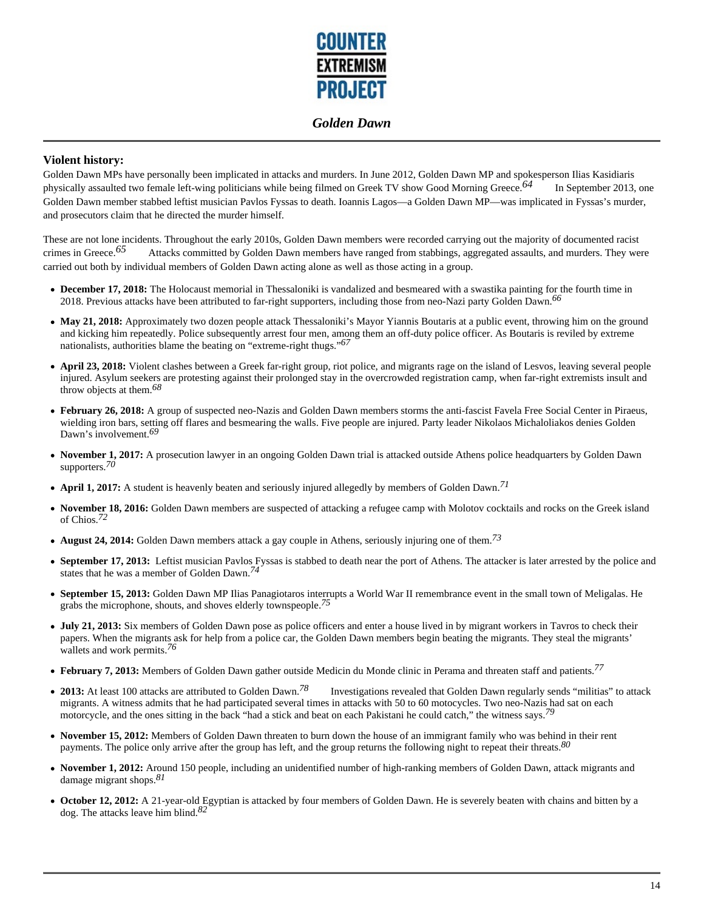## Violent history:

Golden Dawn MPs have personally been implicated in attacks and murders. In June 2012, Golden Dawn MP and spokesperson Ilias Kasidiaris physically assaulted two female left-wing politicians while being filmed on Greek TV show Good Morning Greece.[64] In September 2013, one Golden Dawn member stabbed leftist musician Pavlos Fyssas to death. Ioannis Lagos—a Golden Dawn MP—was implicated in Fyssas's murder, and prosecutors claim that he directed the murder himself.

These are not lone incidents. Throughout the early 2010s, Golden Dawn members were recorded carrying out the majority of documented racist crimes in Greece.[65] Attacks committed by Golden Dawn members have ranged from stabbings, aggregated assaults, and murders. They were carried out both by individual members of Golden Dawn acting alone as well as those acting in a group.

- **December 17, 2018:** The Holocaust memorial in Thessaloniki is vandalized and besmeared with a swastika painting for the fourth time in 2018. Previous attacks have been attributed to far-right supporters, including those from neo-Nazi party Golden Dawn.[66]
- **May 21, 2018:** Approximately two dozen people attack Thessaloniki's Mayor Yiannis Boutaris at a public event, throwing him on the ground and kicking him repeatedly. Police subsequently arrest four men, among them an off-duty police officer. As Boutaris is reviled by extreme nationalists, authorities blame the beating on "extreme-right thugs."[67]
- **April 23, 2018:** Violent clashes between a Greek far-right group, riot police, and migrants rage on the island of Lesvos, leaving several people injured. Asylum seekers are protesting against their prolonged stay in the overcrowded registration camp, when far-right extremists insult and throw objects at them.[68]
- **February 26, 2018:** A group of suspected neo-Nazis and Golden Dawn members storms the anti-fascist Favela Free Social Center in Piraeus, wielding iron bars, setting off flares and besmearing the walls. Five people are injured. Party leader Nikolaos Michaloliakos denies Golden Dawn's involvement.[69]
- **November 1, 2017:** A prosecution lawyer in an ongoing Golden Dawn trial is attacked outside Athens police headquarters by Golden Dawn supporters.[70]
- **April 1, 2017:** A student is heavenly beaten and seriously injured allegedly by members of Golden Dawn.[71]
- **November 18, 2016:** Golden Dawn members are suspected of attacking a refugee camp with Molotov cocktails and rocks on the Greek island of Chios.[72]
- **August 24, 2014:** Golden Dawn members attack a gay couple in Athens, seriously injuring one of them.[73]
- **September 17, 2013:** Leftist musician Pavlos Fyssas is stabbed to death near the port of Athens. The attacker is later arrested by the police and states that he was a member of Golden Dawn.[74]
- **September 15, 2013:** Golden Dawn MP Ilias Panagiotaros interrupts a World War II remembrance event in the small town of Meligalas. He grabs the microphone, shouts, and shoves elderly townspeople.[75]
- **July 21, 2013:** Six members of Golden Dawn pose as police officers and enter a house lived in by migrant workers in Tavros to check their papers. When the migrants ask for help from a police car, the Golden Dawn members begin beating the migrants. They steal the migrants' wallets and work permits.[76]
- **February 7, 2013:** Members of Golden Dawn gather outside Medicin du Monde clinic in Perama and threaten staff and patients.[77]
- **2013:** At least 100 attacks are attributed to Golden Dawn.[78] Investigations revealed that Golden Dawn regularly sends "militias" to attack migrants. A witness admits that he had participated several times in attacks with 50 to 60 motocycles. Two neo-Nazis had sat on each motorcycle, and the ones sitting in the back "had a stick and beat on each Pakistani he could catch," the witness says.[79]
- **November 15, 2012:** Members of Golden Dawn threaten to burn down the house of an immigrant family who was behind in their rent payments. The police only arrive after the group has left, and the group returns the following night to repeat their threats.[80]
- **November 1, 2012:** Around 150 people, including an unidentified number of high-ranking members of Golden Dawn, attack migrants and damage migrant shops.[81]
- **October 12, 2012:** A 21-year-old Egyptian is attacked by four members of Golden Dawn. He is severely beaten with chains and bitten by a dog. The attacks leave him blind.[82]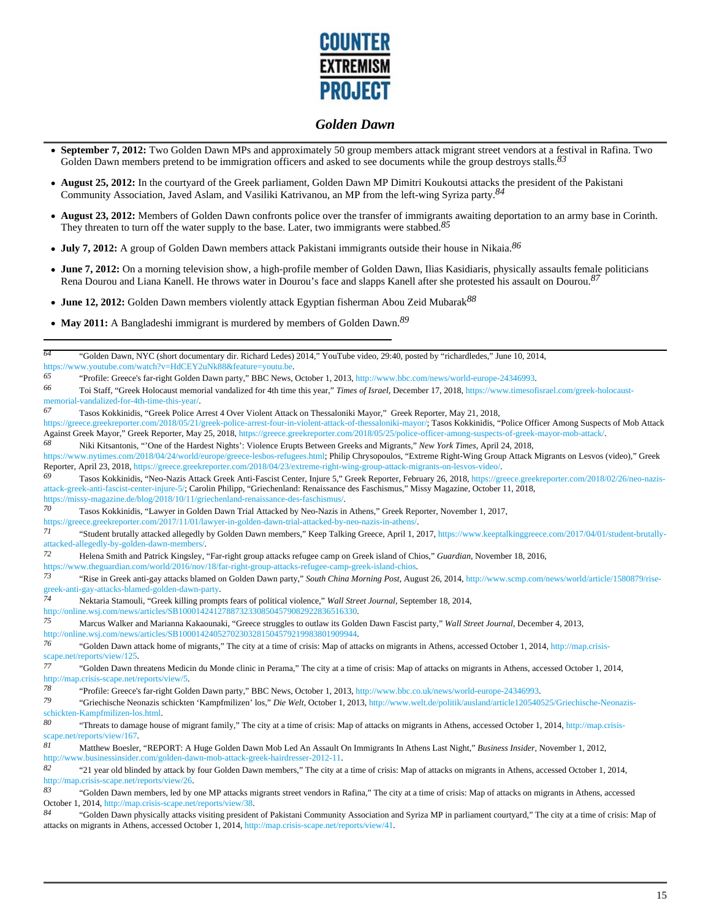- **September 7, 2012:** Two Golden Dawn MPs and approximately 50 group members attack migrant street vendors at a festival in Rafina. Two Golden Dawn members pretend to be immigration officers and asked to see documents while the group destroys stalls.[83]

- **August 25, 2012:** In the courtyard of the Greek parliament, Golden Dawn MP Dimitri Koukoutsi attacks the president of the Pakistani Community Association, Javed Aslam, and Vasiliki Katrivanou, an MP from the left-wing Syriza party.[84]

- **August 23, 2012:** Members of Golden Dawn confronts police over the transfer of immigrants awaiting deportation to an army base in Corinth. They threaten to turn off the water supply to the base. Later, two immigrants were stabbed.[85]

- **July 7, 2012:** A group of Golden Dawn members attack Pakistani immigrants outside their house in Nikaia.[86]

- **June 7, 2012:** On a morning television show, a high-profile member of Golden Dawn, Ilias Kasidiaris, physically assaults female politicians Rena Dourou and Liana Kanell. He throws water in Dourou's face and slapps Kanell after she protested his assault on Dourou.[87]

- **June 12, 2012:** Golden Dawn members violently attack Egyptian fisherman Abou Zeid Mubarak[88]

- **May 2011:** A Bangladeshi immigrant is murdered by members of Golden Dawn.[89]

---

64 "Golden Dawn, NYC (short documentary dir. Richard Ledes) 2014," YouTube video, 29:40, posted by "richardledes," June 10, 2014, https://www.youtube.com/watch?v=HdCEY2uNk88&feature=youtu.be.

65 "Profile: Greece's far-right Golden Dawn party," BBC News, October 1, 2013, http://www.bbc.com/news/world-europe-24346993.

66 Toi Staff, "Greek Holocaust memorial vandalized for 4th time this year," *Times of Israel*, December 17, 2018, https://www.timesofisrael.com/greek-holocaust-memorial-vandalized-for-4th-time-this-year/.

67 Tasos Kokkinidis, "Greek Police Arrest 4 Over Violent Attack on Thessaloniki Mayor," Greek Reporter, May 21, 2018, https://greece.greekreporter.com/2018/05/21/greek-police-arrest-four-in-violent-attack-of-thessaloniki-mayor/; Tasos Kokkinidis, "Police Officer Among Suspects of Mob Attack Against Greek Mayor," Greek Reporter, May 25, 2018, https://greece.greekreporter.com/2018/05/25/police-officer-among-suspects-of-greek-mayor-mob-attack/.

68 Niki Kitsantonis, "'One of the Hardest Nights': Violence Erupts Between Greeks and Migrants," *New York Times*, April 24, 2018, https://www.nytimes.com/2018/04/24/world/europe/greece-lesbos-refugees.html; Philip Chrysopoulos, "Extreme Right-Wing Group Attack Migrants on Lesvos (video)," Greek Reporter, April 23, 2018, https://greece.greekreporter.com/2018/04/23/extreme-right-wing-group-attack-migrants-on-lesvos-video/.

69 Tasos Kokkinidis, "Neo-Nazis Attack Greek Anti-Fascist Center, Injure 5," Greek Reporter, February 26, 2018, https://greece.greekreporter.com/2018/02/26/neo-nazis-attack-greek-anti-fascist-center-injure-5/; Carolin Philipp, "Griechenland: Renaissance des Faschismus," Missy Magazine, October 11, 2018, https://missy-magazine.de/blog/2018/10/11/griechenland-renaissance-des-faschismus/.

70 Tasos Kokkinidis, "Lawyer in Golden Dawn Trial Attacked by Neo-Nazis in Athens," Greek Reporter, November 1, 2017, https://greece.greekreporter.com/2017/11/01/lawyer-in-golden-dawn-trial-attacked-by-neo-nazis-in-athens/.

71 "Student brutally attacked allegedly by Golden Dawn members," Keep Talking Greece, April 1, 2017, https://www.keeptalkinggreece.com/2017/04/01/student-brutally-attacked-allegedly-by-golden-dawn-members/.

72 Helena Smith and Patrick Kingsley, "Far-right group attacks refugee camp on Greek island of Chios," *Guardian*, November 18, 2016, https://www.theguardian.com/world/2016/nov/18/far-right-group-attacks-refugee-camp-greek-island-chios.

73 "Rise in Greek anti-gay attacks blamed on Golden Dawn party," *South China Morning Post*, August 26, 2014, http://www.scmp.com/news/world/article/1580879/rise-greek-anti-gay-attacks-blamed-golden-dawn-party.

74 Nektaria Stamouli, "Greek killing prompts fears of political violence," *Wall Street Journal*, September 18, 2014, http://online.wsj.com/news/articles/SB10001424127887323308504579082922836516330.

75 Marcus Walker and Marianna Kakaounaki, "Greece struggles to outlaw its Golden Dawn Fascist party," *Wall Street Journal*, December 4, 2013, http://online.wsj.com/news/articles/SB10001424052702303281504579219983801909944.

76 "Golden Dawn attack home of migrants," The city at a time of crisis: Map of attacks on migrants in Athens, accessed October 1, 2014, http://map.crisis-scape.net/reports/view/125.

77 "Golden Dawn threatens Medicin du Monde clinic in Perama," The city at a time of crisis: Map of attacks on migrants in Athens, accessed October 1, 2014, http://map.crisis-scape.net/reports/view/5.

78 "Profile: Greece's far-right Golden Dawn party," BBC News, October 1, 2013, http://www.bbc.co.uk/news/world-europe-24346993.

79 "Griechische Neonazis schickten 'Kampfmilizen' los," *Die Welt*, October 1, 2013, http://www.welt.de/politik/ausland/article120540525/Griechische-Neonazis-schickten-Kampfmilizen-los.html.

80 "Threats to damage house of migrant family," The city at a time of crisis: Map of attacks on migrants in Athens, accessed October 1, 2014, http://map.crisis-scape.net/reports/view/167.

81 Matthew Boesler, "REPORT: A Huge Golden Dawn Mob Led An Assault On Immigrants In Athens Last Night," *Business Insider*, November 1, 2012, http://www.businessinsider.com/golden-dawn-mob-attack-greek-hairdresser-2012-11.

82 "21 year old blinded by attack by four Golden Dawn members," The city at a time of crisis: Map of attacks on migrants in Athens, accessed October 1, 2014, http://map.crisis-scape.net/reports/view/26.

83 "Golden Dawn members, led by one MP attacks migrants street vendors in Rafina," The city at a time of crisis: Map of attacks on migrants in Athens, accessed October 1, 2014, http://map.crisis-scape.net/reports/view/38.

84 "Golden Dawn physically attacks visiting president of Pakistani Community Association and Syriza MP in parliament courtyard," The city at a time of crisis: Map of attacks on migrants in Athens, accessed October 1, 2014, http://map.crisis-scape.net/reports/view/41.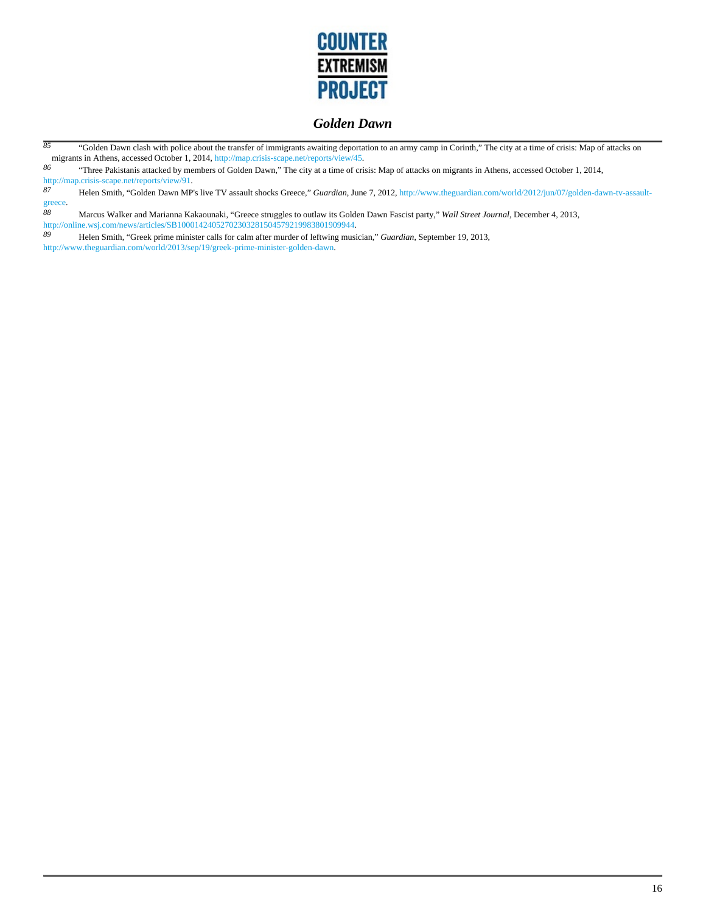[85] "Golden Dawn clash with police about the transfer of immigrants awaiting deportation to an army camp in Corinth," The city at a time of crisis: Map of attacks on migrants in Athens, accessed October 1, 2014, http://map.crisis-scape.net/reports/view/45.

[86] "Three Pakistanis attacked by members of Golden Dawn," The city at a time of crisis: Map of attacks on migrants in Athens, accessed October 1, 2014, http://map.crisis-scape.net/reports/view/91.

[87] Helen Smith, "Golden Dawn MP's live TV assault shocks Greece," *Guardian*, June 7, 2012, http://www.theguardian.com/world/2012/jun/07/golden-dawn-tv-assault-greece.

[88] Marcus Walker and Marianna Kakaounaki, "Greece struggles to outlaw its Golden Dawn Fascist party," *Wall Street Journal*, December 4, 2013, http://online.wsj.com/news/articles/SB10001424052702303281504579219983801909944.

[89] Helen Smith, "Greek prime minister calls for calm after murder of leftwing musician," *Guardian*, September 19, 2013, http://www.theguardian.com/world/2013/sep/19/greek-prime-minister-golden-dawn.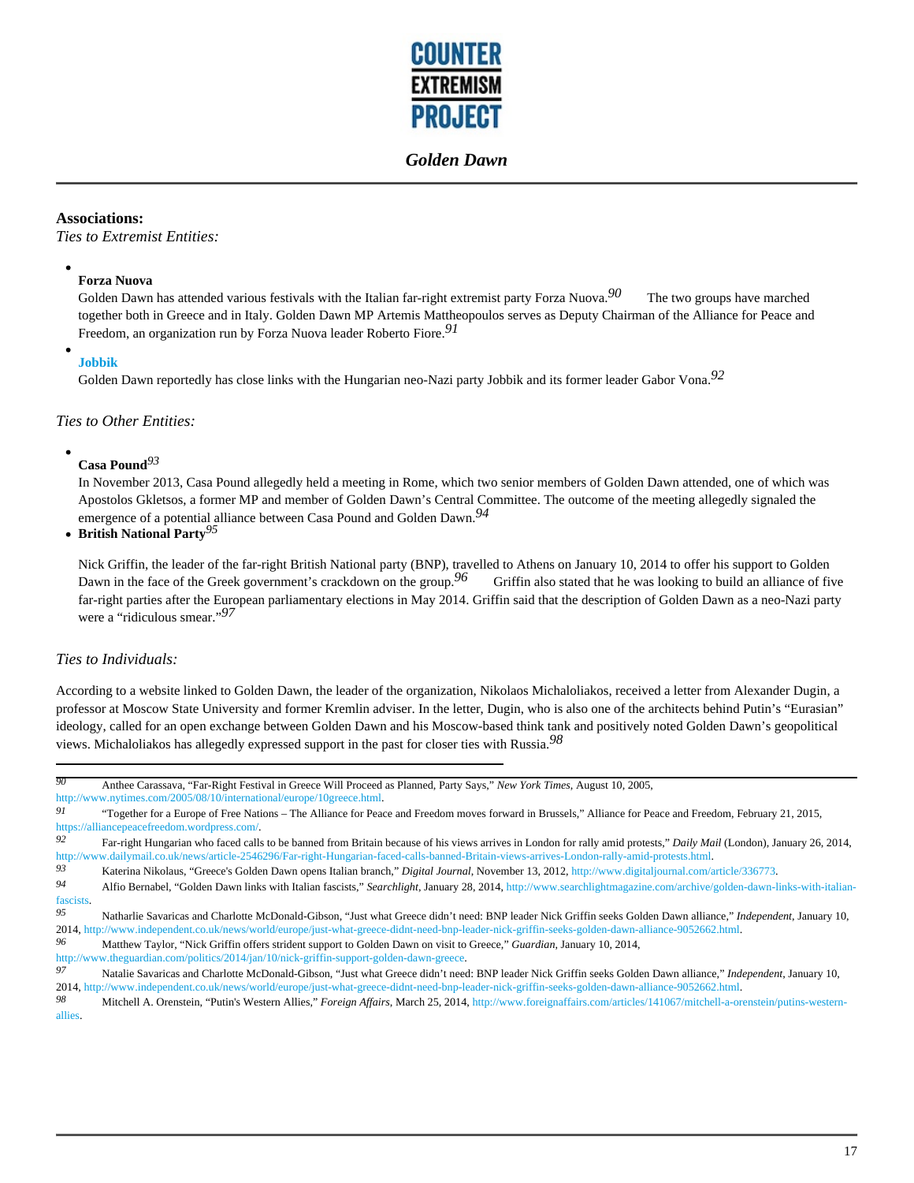## Associations:

*Ties to Extremist Entities:*

- **Forza Nuova**
  Golden Dawn has attended various festivals with the Italian far-right extremist party Forza Nuova.[90] The two groups have marched together both in Greece and in Italy. Golden Dawn MP Artemis Mattheopoulos serves as Deputy Chairman of the Alliance for Peace and Freedom, an organization run by Forza Nuova leader Roberto Fiore.[91]
- **Jobbik**
  Golden Dawn reportedly has close links with the Hungarian neo-Nazi party Jobbik and its former leader Gabor Vona.[92]

*Ties to Other Entities:*

- **Casa Pound**[93]
  In November 2013, Casa Pound allegedly held a meeting in Rome, which two senior members of Golden Dawn attended, one of which was Apostolos Gkletsos, a former MP and member of Golden Dawn's Central Committee. The outcome of the meeting allegedly signaled the emergence of a potential alliance between Casa Pound and Golden Dawn.[94]
- **British National Party**[95]

  Nick Griffin, the leader of the far-right British National party (BNP), travelled to Athens on January 10, 2014 to offer his support to Golden Dawn in the face of the Greek government's crackdown on the group.[96] Griffin also stated that he was looking to build an alliance of five far-right parties after the European parliamentary elections in May 2014. Griffin said that the description of Golden Dawn as a neo-Nazi party were a "ridiculous smear."[97]

*Ties to Individuals:*

According to a website linked to Golden Dawn, the leader of the organization, Nikolaos Michaloliakos, received a letter from Alexander Dugin, a professor at Moscow State University and former Kremlin adviser. In the letter, Dugin, who is also one of the architects behind Putin's "Eurasian" ideology, called for an open exchange between Golden Dawn and his Moscow-based think tank and positively noted Golden Dawn's geopolitical views. Michaloliakos has allegedly expressed support in the past for closer ties with Russia.[98]

---

[90] Anthee Carassava, "Far-Right Festival in Greece Will Proceed as Planned, Party Says," *New York Times*, August 10, 2005, http://www.nytimes.com/2005/08/10/international/europe/10greece.html.

[91] "Together for a Europe of Free Nations – The Alliance for Peace and Freedom moves forward in Brussels," Alliance for Peace and Freedom, February 21, 2015, https://alliancepeacefreedom.wordpress.com/.

[92] Far-right Hungarian who faced calls to be banned from Britain because of his views arrives in London for rally amid protests," *Daily Mail* (London), January 26, 2014, http://www.dailymail.co.uk/news/article-2546297/Far-right-Hungarian-faced-calls-banned-Britain-views-arrives-London-rally-amid-protests.html.

[93] Katerina Nikolaus, "Greece's Golden Dawn opens Italian branch," *Digital Journal*, November 13, 2012, http://www.digitaljournal.com/article/336773.

[94] Alfio Bernabel, "Golden Dawn links with Italian fascists," *Searchlight*, January 28, 2014, http://www.searchlightmagazine.com/archive/golden-dawn-links-with-italian-fascists.

[95] Natharlie Savaricas and Charlotte McDonald-Gibson, "Just what Greece didn't need: BNP leader Nick Griffin seeks Golden Dawn alliance," *Independent*, January 10, 2014, http://www.independent.co.uk/news/world/europe/just-what-greece-didnt-need-bnp-leader-nick-griffin-seeks-golden-dawn-alliance-9052662.html.

[96] Matthew Taylor, "Nick Griffin offers strident support to Golden Dawn on visit to Greece," *Guardian*, January 10, 2014, http://www.theguardian.com/politics/2014/jan/10/nick-griffin-support-golden-dawn-greece.

[97] Natalie Savaricas and Charlotte McDonald-Gibson, "Just what Greece didn't need: BNP leader Nick Griffin seeks Golden Dawn alliance," *Independent*, January 10, 2014, http://www.independent.co.uk/news/world/europe/just-what-greece-didnt-need-bnp-leader-nick-griffin-seeks-golden-dawn-alliance-9052662.html.

[98] Mitchell A. Orenstein, "Putin's Western Allies," *Foreign Affairs*, March 25, 2014, http://www.foreignaffairs.com/articles/141067/mitchell-a-orenstein/putins-western-allies.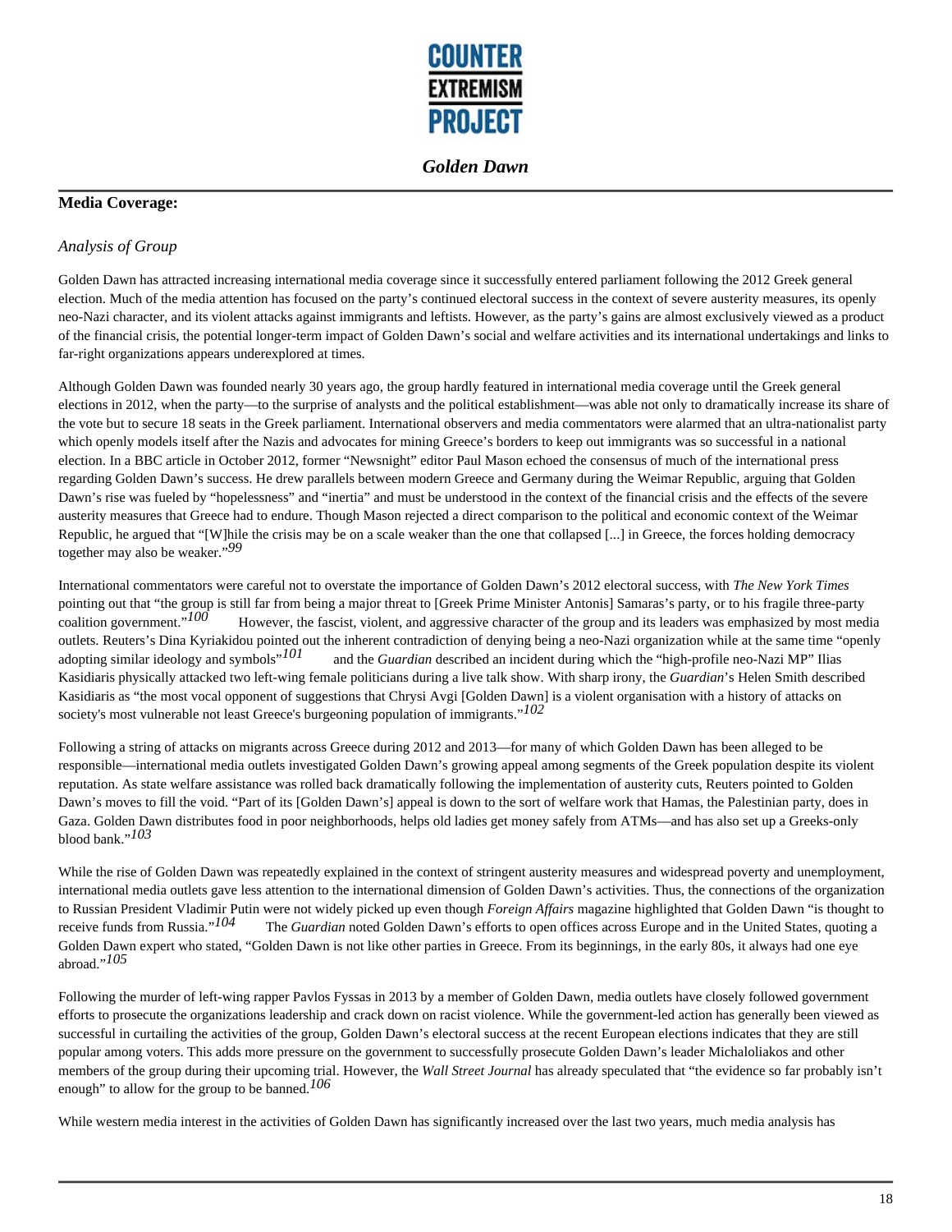## Media Coverage:

### *Analysis of Group*

Golden Dawn has attracted increasing international media coverage since it successfully entered parliament following the 2012 Greek general election. Much of the media attention has focused on the party's continued electoral success in the context of severe austerity measures, its openly neo-Nazi character, and its violent attacks against immigrants and leftists. However, as the party's gains are almost exclusively viewed as a product of the financial crisis, the potential longer-term impact of Golden Dawn's social and welfare activities and its international undertakings and links to far-right organizations appears underexplored at times.

Although Golden Dawn was founded nearly 30 years ago, the group hardly featured in international media coverage until the Greek general elections in 2012, when the party—to the surprise of analysts and the political establishment—was able not only to dramatically increase its share of the vote but to secure 18 seats in the Greek parliament. International observers and media commentators were alarmed that an ultra-nationalist party which openly models itself after the Nazis and advocates for mining Greece's borders to keep out immigrants was so successful in a national election. In a BBC article in October 2012, former "Newsnight" editor Paul Mason echoed the consensus of much of the international press regarding Golden Dawn's success. He drew parallels between modern Greece and Germany during the Weimar Republic, arguing that Golden Dawn's rise was fueled by "hopelessness" and "inertia" and must be understood in the context of the financial crisis and the effects of the severe austerity measures that Greece had to endure. Though Mason rejected a direct comparison to the political and economic context of the Weimar Republic, he argued that "[W]hile the crisis may be on a scale weaker than the one that collapsed [...] in Greece, the forces holding democracy together may also be weaker."[99]

International commentators were careful not to overstate the importance of Golden Dawn's 2012 electoral success, with *The New York Times* pointing out that "the group is still far from being a major threat to [Greek Prime Minister Antonis] Samaras's party, or to his fragile three-party coalition government."[100] However, the fascist, violent, and aggressive character of the group and its leaders was emphasized by most media outlets. Reuters's Dina Kyriakidou pointed out the inherent contradiction of denying being a neo-Nazi organization while at the same time "openly adopting similar ideology and symbols"[101] and the *Guardian* described an incident during which the "high-profile neo-Nazi MP" Ilias Kasidiaris physically attacked two left-wing female politicians during a live talk show. With sharp irony, the *Guardian*'s Helen Smith described Kasidiaris as "the most vocal opponent of suggestions that Chrysi Avgi [Golden Dawn] is a violent organisation with a history of attacks on society's most vulnerable not least Greece's burgeoning population of immigrants."[102]

Following a string of attacks on migrants across Greece during 2012 and 2013—for many of which Golden Dawn has been alleged to be responsible—international media outlets investigated Golden Dawn's growing appeal among segments of the Greek population despite its violent reputation. As state welfare assistance was rolled back dramatically following the implementation of austerity cuts, Reuters pointed to Golden Dawn's moves to fill the void. "Part of its [Golden Dawn's] appeal is down to the sort of welfare work that Hamas, the Palestinian party, does in Gaza. Golden Dawn distributes food in poor neighborhoods, helps old ladies get money safely from ATMs—and has also set up a Greeks-only blood bank."[103]

While the rise of Golden Dawn was repeatedly explained in the context of stringent austerity measures and widespread poverty and unemployment, international media outlets gave less attention to the international dimension of Golden Dawn's activities. Thus, the connections of the organization to Russian President Vladimir Putin were not widely picked up even though *Foreign Affairs* magazine highlighted that Golden Dawn "is thought to receive funds from Russia."[104] The *Guardian* noted Golden Dawn's efforts to open offices across Europe and in the United States, quoting a Golden Dawn expert who stated, "Golden Dawn is not like other parties in Greece. From its beginnings, in the early 80s, it always had one eye abroad."[105]

Following the murder of left-wing rapper Pavlos Fyssas in 2013 by a member of Golden Dawn, media outlets have closely followed government efforts to prosecute the organizations leadership and crack down on racist violence. While the government-led action has generally been viewed as successful in curtailing the activities of the group, Golden Dawn's electoral success at the recent European elections indicates that they are still popular among voters. This adds more pressure on the government to successfully prosecute Golden Dawn's leader Michaloliakos and other members of the group during their upcoming trial. However, the *Wall Street Journal* has already speculated that "the evidence so far probably isn't enough" to allow for the group to be banned.[106]

While western media interest in the activities of Golden Dawn has significantly increased over the last two years, much media analysis has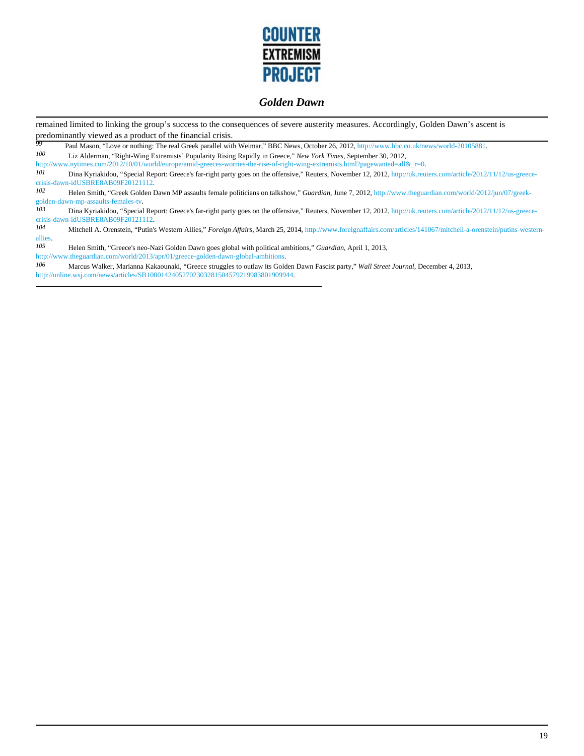remained limited to linking the group's success to the consequences of severe austerity measures. Accordingly, Golden Dawn's ascent is predominantly viewed as a product of the financial crisis.

---

[99] Paul Mason, "Love or nothing: The real Greek parallel with Weimar," BBC News, October 26, 2012, http://www.bbc.co.uk/news/world-20105881.

[100] Liz Alderman, "Right-Wing Extremists' Popularity Rising Rapidly in Greece," *New York Times*, September 30, 2012, http://www.nytimes.com/2012/10/01/world/europe/amid-greeces-worries-the-rise-of-right-wing-extremists.html?pagewanted=all&_r=0.

[101] Dina Kyriakidou, "Special Report: Greece's far-right party goes on the offensive," Reuters, November 12, 2012, http://uk.reuters.com/article/2012/11/12/us-greece-crisis-dawn-idUSBRE8AB09F20121112.

[102] Helen Smith, "Greek Golden Dawn MP assaults female politicians on talkshow," *Guardian*, June 7, 2012, http://www.theguardian.com/world/2012/jun/07/greek-golden-dawn-mp-assaults-females-tv.

[103] Dina Kyriakidou, "Special Report: Greece's far-right party goes on the offensive," Reuters, November 12, 2012, http://uk.reuters.com/article/2012/11/12/us-greece-crisis-dawn-idUSBRE8AB09F20121112.

[104] Mitchell A. Orenstein, "Putin's Western Allies," *Foreign Affairs*, March 25, 2014, http://www.foreignaffairs.com/articles/141067/mitchell-a-orenstein/putins-western-allies.

[105] Helen Smith, "Greece's neo-Nazi Golden Dawn goes global with political ambitions," *Guardian*, April 1, 2013, http://www.theguardian.com/world/2013/apr/01/greece-golden-dawn-global-ambitions.

[106] Marcus Walker, Marianna Kakaounaki, "Greece struggles to outlaw its Golden Dawn Fascist party," *Wall Street Journal*, December 4, 2013, http://online.wsj.com/news/articles/SB10001424052702303281504579219983801909944.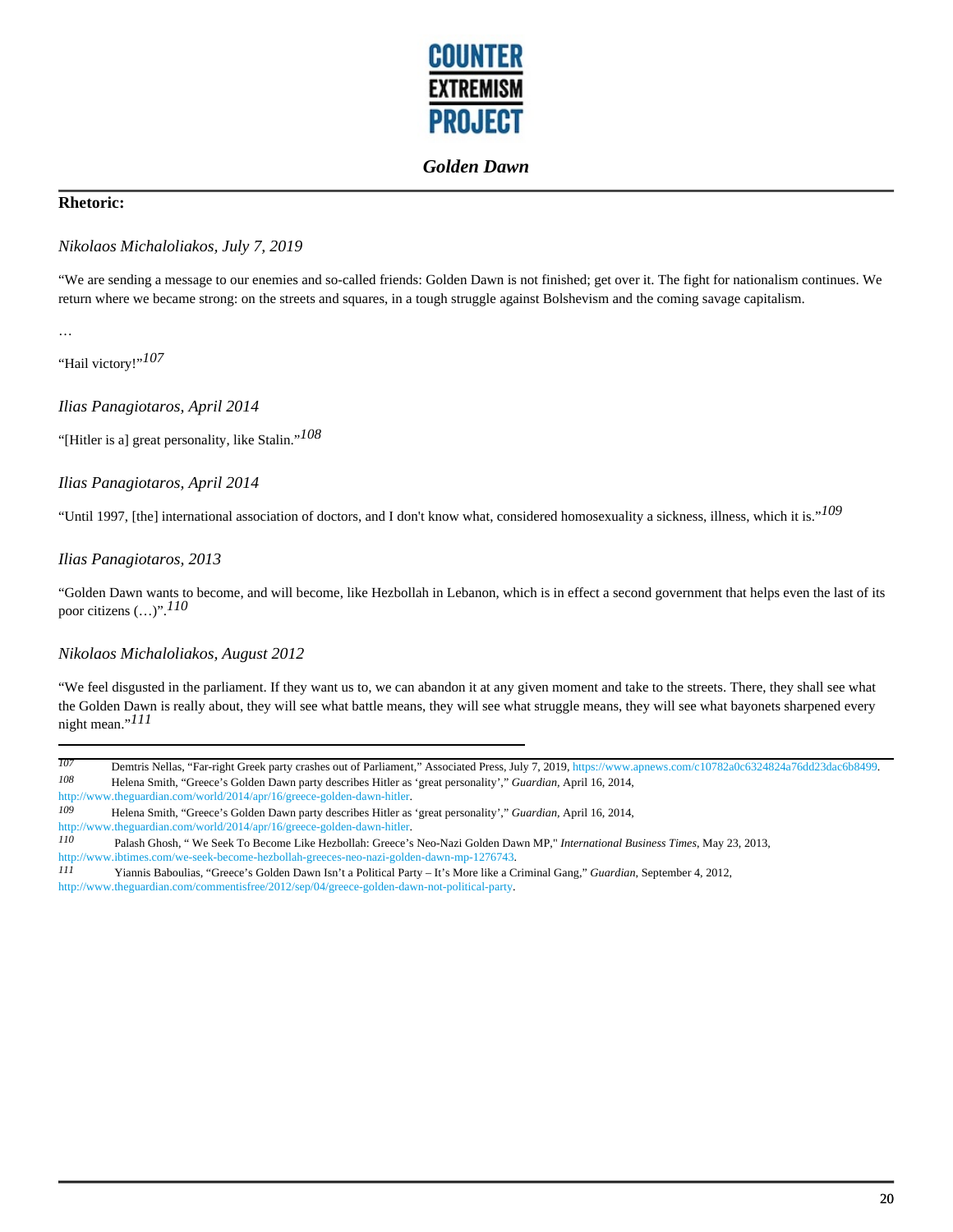## Rhetoric:

*Nikolaos Michaloliakos, July 7, 2019*

"We are sending a message to our enemies and so-called friends: Golden Dawn is not finished; get over it. The fight for nationalism continues. We return where we became strong: on the streets and squares, in a tough struggle against Bolshevism and the coming savage capitalism.

…

"Hail victory!"[107]

*Ilias Panagiotaros, April 2014*

"[Hitler is a] great personality, like Stalin."[108]

*Ilias Panagiotaros, April 2014*

"Until 1997, [the] international association of doctors, and I don't know what, considered homosexuality a sickness, illness, which it is."[109]

*Ilias Panagiotaros, 2013*

"Golden Dawn wants to become, and will become, like Hezbollah in Lebanon, which is in effect a second government that helps even the last of its poor citizens (…)".[110]

*Nikolaos Michaloliakos, August 2012*

"We feel disgusted in the parliament. If they want us to, we can abandon it at any given moment and take to the streets. There, they shall see what the Golden Dawn is really about, they will see what battle means, they will see what struggle means, they will see what bayonets sharpened every night mean."[111]

---

107 Demtris Nellas, "Far-right Greek party crashes out of Parliament," Associated Press, July 7, 2019, https://www.apnews.com/c10782a0c6324824a76dd23dac6b8499.

108 Helena Smith, "Greece's Golden Dawn party describes Hitler as 'great personality'," *Guardian*, April 16, 2014, http://www.theguardian.com/world/2014/apr/16/greece-golden-dawn-hitler.

109 Helena Smith, "Greece's Golden Dawn party describes Hitler as 'great personality'," *Guardian*, April 16, 2014, http://www.theguardian.com/world/2014/apr/16/greece-golden-dawn-hitler.

110 Palash Ghosh, " We Seek To Become Like Hezbollah: Greece's Neo-Nazi Golden Dawn MP," *International Business Times*, May 23, 2013, http://www.ibtimes.com/we-seek-become-hezbollah-greeces-neo-nazi-golden-dawn-mp-1276743.

111 Yiannis Baboulias, "Greece's Golden Dawn Isn't a Political Party – It's More like a Criminal Gang," *Guardian*, September 4, 2012, http://www.theguardian.com/commentisfree/2012/sep/04/greece-golden-dawn-not-political-party.